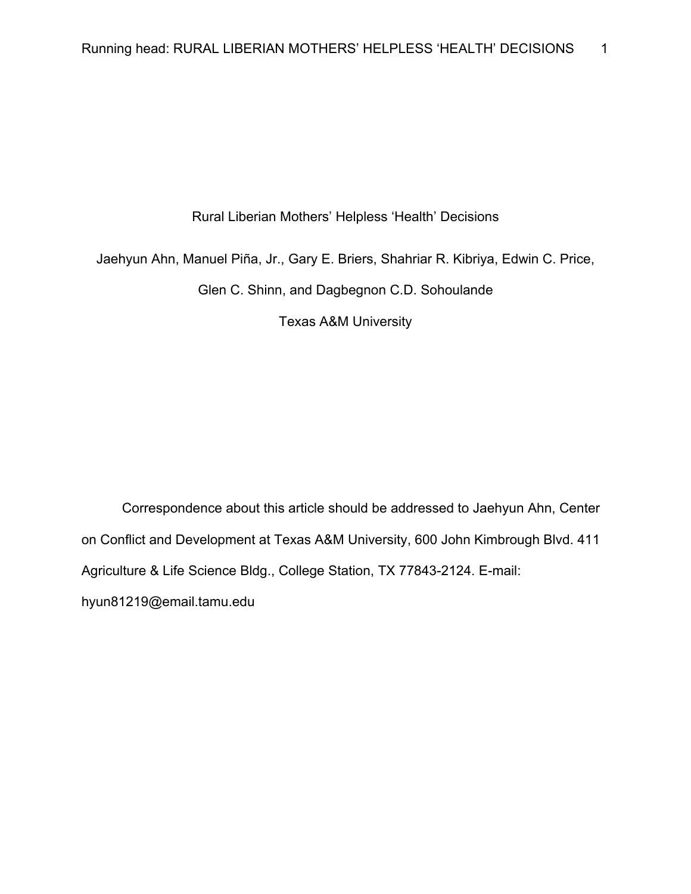# Rural Liberian Mothers' Helpless 'Health' Decisions

Jaehyun Ahn, Manuel Piña, Jr., Gary E. Briers, Shahriar R. Kibriya, Edwin C. Price, Glen C. Shinn, and Dagbegnon C.D. Sohoulande

Texas A&M University

Correspondence about this article should be addressed to Jaehyun Ahn, Center on Conflict and Development at Texas A&M University, 600 John Kimbrough Blvd. 411 Agriculture & Life Science Bldg., College Station, TX 77843-2124. E-mail: hyun81219@email.tamu.edu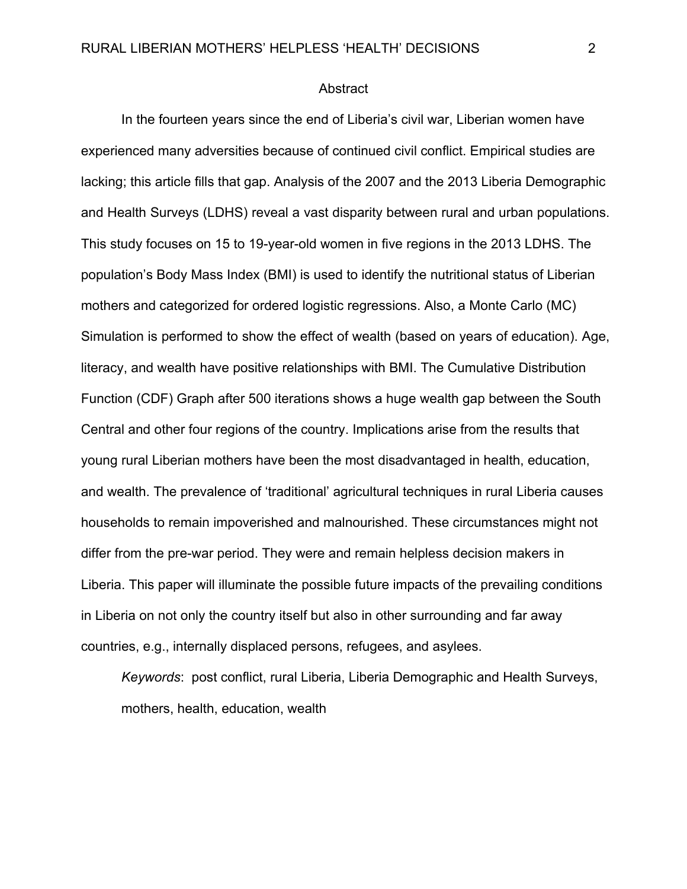## Abstract

In the fourteen years since the end of Liberia's civil war, Liberian women have experienced many adversities because of continued civil conflict. Empirical studies are lacking; this article fills that gap. Analysis of the 2007 and the 2013 Liberia Demographic and Health Surveys (LDHS) reveal a vast disparity between rural and urban populations. This study focuses on 15 to 19-year-old women in five regions in the 2013 LDHS. The population's Body Mass Index (BMI) is used to identify the nutritional status of Liberian mothers and categorized for ordered logistic regressions. Also, a Monte Carlo (MC) Simulation is performed to show the effect of wealth (based on years of education). Age, literacy, and wealth have positive relationships with BMI. The Cumulative Distribution Function (CDF) Graph after 500 iterations shows a huge wealth gap between the South Central and other four regions of the country. Implications arise from the results that young rural Liberian mothers have been the most disadvantaged in health, education, and wealth. The prevalence of 'traditional' agricultural techniques in rural Liberia causes households to remain impoverished and malnourished. These circumstances might not differ from the pre-war period. They were and remain helpless decision makers in Liberia. This paper will illuminate the possible future impacts of the prevailing conditions in Liberia on not only the country itself but also in other surrounding and far away countries, e.g., internally displaced persons, refugees, and asylees.

*Keywords*: post conflict, rural Liberia, Liberia Demographic and Health Surveys, mothers, health, education, wealth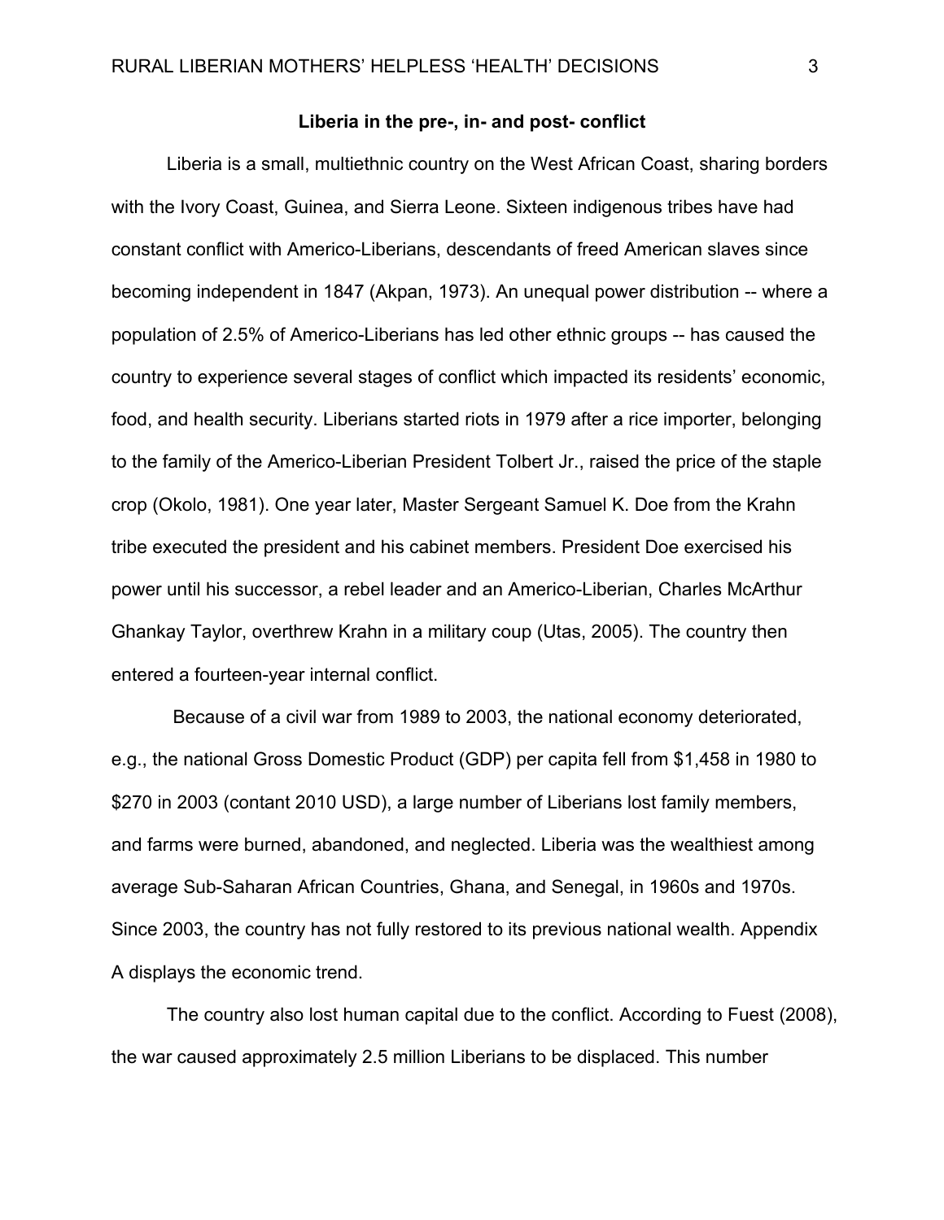## Liberia in the pre-, in- and post- conflict

Liberia is a small, multiethnic country on the West African Coast, sharing borders with the Ivory Coast, Guinea, and Sierra Leone. Sixteen indigenous tribes have had constant conflict with Americo-Liberians, descendants of freed American slaves since becoming independent in 1847 (Akpan, 1973). An unequal power distribution -- where a population of 2.5% of Americo-Liberians has led other ethnic groups -- has caused the country to experience several stages of conflict which impacted its residents' economic, food, and health security. Liberians started riots in 1979 after a rice importer, belonging to the family of the Americo-Liberian President Tolbert Jr., raised the price of the staple crop (Okolo, 1981). One year later, Master Sergeant Samuel K. Doe from the Krahn tribe executed the president and his cabinet members. President Doe exercised his power until his successor, a rebel leader and an Americo-Liberian, Charles McArthur Ghankay Taylor, overthrew Krahn in a military coup (Utas, 2005). The country then entered a fourteen-year internal conflict.

Because of a civil war from 1989 to 2003, the national economy deteriorated, e.g., the national Gross Domestic Product (GDP) per capita fell from $1,458 in 1980 to $270 in 2003 (contant 2010 USD), a large number of Liberians lost family members, and farms were burned, abandoned, and neglected. Liberia was the wealthiest among average Sub-Saharan African Countries, Ghana, and Senegal, in 1960s and 1970s. Since 2003, the country has not fully restored to its previous national wealth. Appendix A displays the economic trend.

The country also lost human capital due to the conflict. According to Fuest (2008), the war caused approximately 2.5 million Liberians to be displaced. This number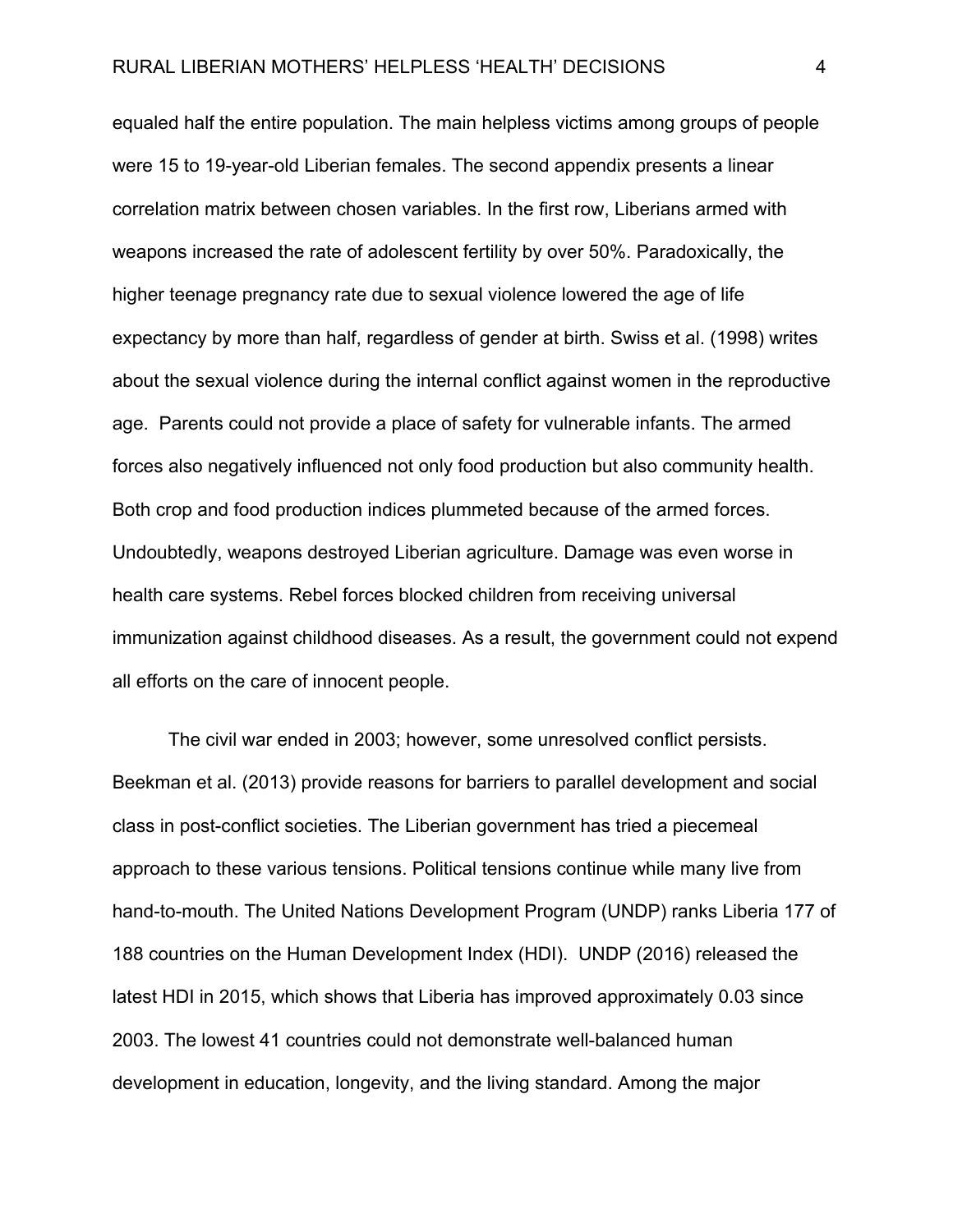equaled half the entire population. The main helpless victims among groups of people were 15 to 19-year-old Liberian females. The second appendix presents a linear correlation matrix between chosen variables. In the first row, Liberians armed with weapons increased the rate of adolescent fertility by over 50%. Paradoxically, the higher teenage pregnancy rate due to sexual violence lowered the age of life expectancy by more than half, regardless of gender at birth. Swiss et al. (1998) writes about the sexual violence during the internal conflict against women in the reproductive age.  Parents could not provide a place of safety for vulnerable infants. The armed forces also negatively influenced not only food production but also community health. Both crop and food production indices plummeted because of the armed forces. Undoubtedly, weapons destroyed Liberian agriculture. Damage was even worse in health care systems. Rebel forces blocked children from receiving universal immunization against childhood diseases. As a result, the government could not expend all efforts on the care of innocent people.

The civil war ended in 2003; however, some unresolved conflict persists. Beekman et al. (2013) provide reasons for barriers to parallel development and social class in post-conflict societies. The Liberian government has tried a piecemeal approach to these various tensions. Political tensions continue while many live from hand-to-mouth. The United Nations Development Program (UNDP) ranks Liberia 177 of 188 countries on the Human Development Index (HDI).  UNDP (2016) released the latest HDI in 2015, which shows that Liberia has improved approximately 0.03 since 2003. The lowest 41 countries could not demonstrate well-balanced human development in education, longevity, and the living standard. Among the major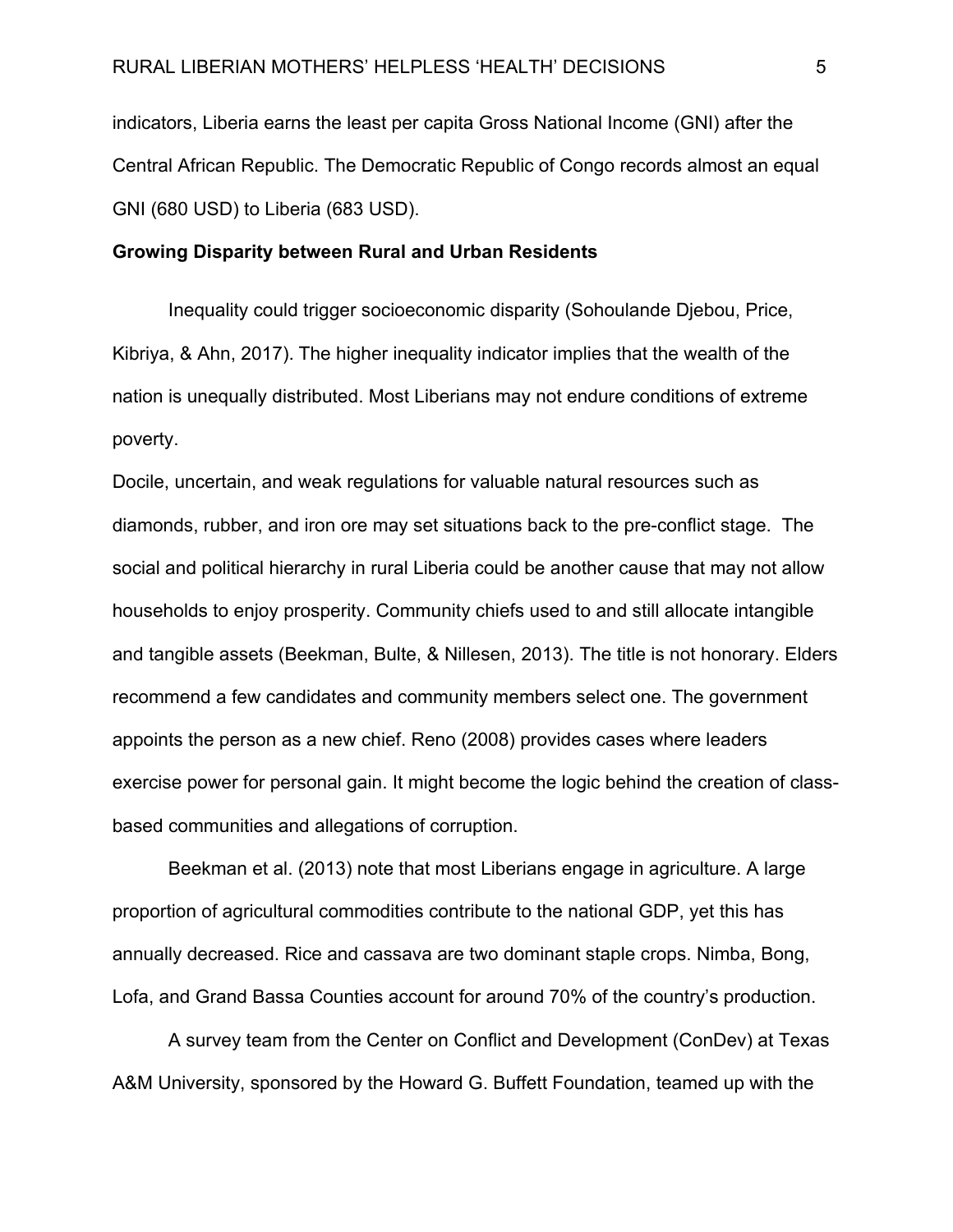indicators, Liberia earns the least per capita Gross National Income (GNI) after the Central African Republic. The Democratic Republic of Congo records almost an equal GNI (680 USD) to Liberia (683 USD).

**Growing Disparity between Rural and Urban Residents**

Inequality could trigger socioeconomic disparity (Sohoulande Djebou, Price, Kibriya, & Ahn, 2017). The higher inequality indicator implies that the wealth of the nation is unequally distributed. Most Liberians may not endure conditions of extreme poverty.

Docile, uncertain, and weak regulations for valuable natural resources such as diamonds, rubber, and iron ore may set situations back to the pre-conflict stage. The social and political hierarchy in rural Liberia could be another cause that may not allow households to enjoy prosperity. Community chiefs used to and still allocate intangible and tangible assets (Beekman, Bulte, & Nillesen, 2013). The title is not honorary. Elders recommend a few candidates and community members select one. The government appoints the person as a new chief. Reno (2008) provides cases where leaders exercise power for personal gain. It might become the logic behind the creation of class-based communities and allegations of corruption.

Beekman et al. (2013) note that most Liberians engage in agriculture. A large proportion of agricultural commodities contribute to the national GDP, yet this has annually decreased. Rice and cassava are two dominant staple crops. Nimba, Bong, Lofa, and Grand Bassa Counties account for around 70% of the country's production.

A survey team from the Center on Conflict and Development (ConDev) at Texas A&M University, sponsored by the Howard G. Buffett Foundation, teamed up with the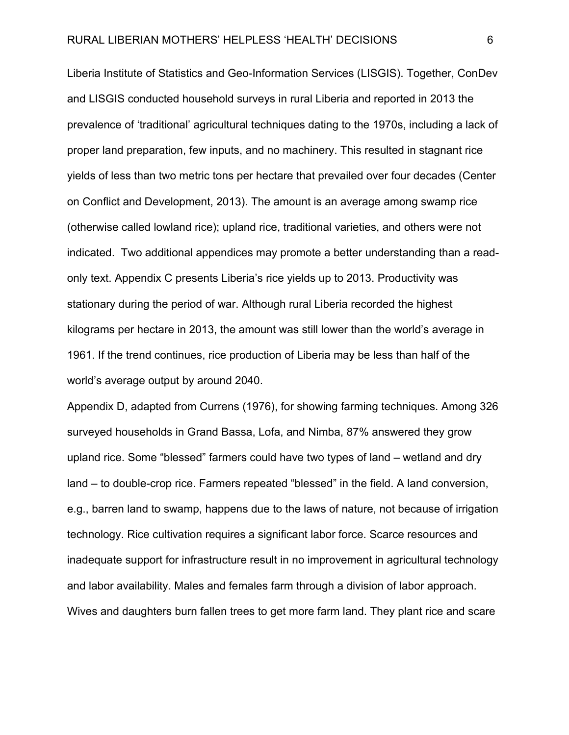Liberia Institute of Statistics and Geo-Information Services (LISGIS). Together, ConDev and LISGIS conducted household surveys in rural Liberia and reported in 2013 the prevalence of 'traditional' agricultural techniques dating to the 1970s, including a lack of proper land preparation, few inputs, and no machinery. This resulted in stagnant rice yields of less than two metric tons per hectare that prevailed over four decades (Center on Conflict and Development, 2013). The amount is an average among swamp rice (otherwise called lowland rice); upland rice, traditional varieties, and others were not indicated. Two additional appendices may promote a better understanding than a read-only text. Appendix C presents Liberia's rice yields up to 2013. Productivity was stationary during the period of war. Although rural Liberia recorded the highest kilograms per hectare in 2013, the amount was still lower than the world's average in 1961. If the trend continues, rice production of Liberia may be less than half of the world's average output by around 2040.

Appendix D, adapted from Currens (1976), for showing farming techniques. Among 326 surveyed households in Grand Bassa, Lofa, and Nimba, 87% answered they grow upland rice. Some "blessed" farmers could have two types of land – wetland and dry land – to double-crop rice. Farmers repeated "blessed" in the field. A land conversion, e.g., barren land to swamp, happens due to the laws of nature, not because of irrigation technology. Rice cultivation requires a significant labor force. Scarce resources and inadequate support for infrastructure result in no improvement in agricultural technology and labor availability. Males and females farm through a division of labor approach. Wives and daughters burn fallen trees to get more farm land. They plant rice and scare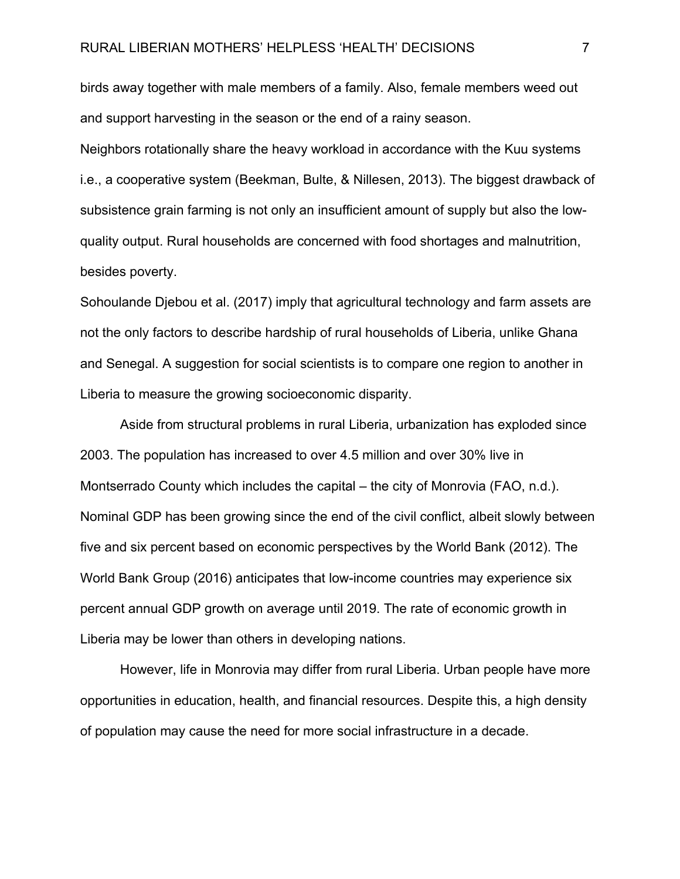birds away together with male members of a family. Also, female members weed out and support harvesting in the season or the end of a rainy season.

Neighbors rotationally share the heavy workload in accordance with the Kuu systems i.e., a cooperative system (Beekman, Bulte, & Nillesen, 2013). The biggest drawback of subsistence grain farming is not only an insufficient amount of supply but also the low-quality output. Rural households are concerned with food shortages and malnutrition, besides poverty.

Sohoulande Djebou et al. (2017) imply that agricultural technology and farm assets are not the only factors to describe hardship of rural households of Liberia, unlike Ghana and Senegal. A suggestion for social scientists is to compare one region to another in Liberia to measure the growing socioeconomic disparity.

Aside from structural problems in rural Liberia, urbanization has exploded since 2003. The population has increased to over 4.5 million and over 30% live in Montserrado County which includes the capital – the city of Monrovia (FAO, n.d.). Nominal GDP has been growing since the end of the civil conflict, albeit slowly between five and six percent based on economic perspectives by the World Bank (2012). The World Bank Group (2016) anticipates that low-income countries may experience six percent annual GDP growth on average until 2019. The rate of economic growth in Liberia may be lower than others in developing nations.

However, life in Monrovia may differ from rural Liberia. Urban people have more opportunities in education, health, and financial resources. Despite this, a high density of population may cause the need for more social infrastructure in a decade.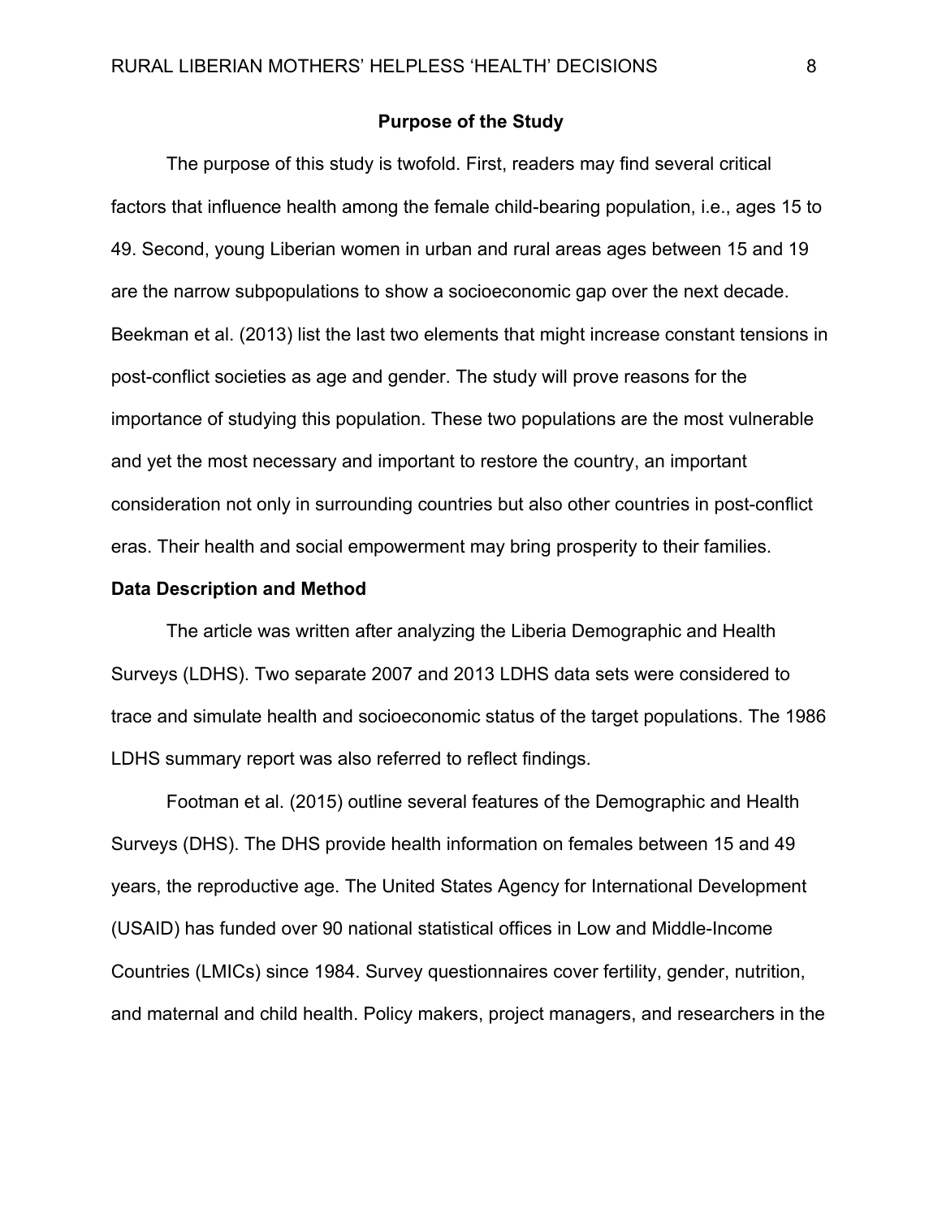## Purpose of the Study

The purpose of this study is twofold. First, readers may find several critical factors that influence health among the female child-bearing population, i.e., ages 15 to 49. Second, young Liberian women in urban and rural areas ages between 15 and 19 are the narrow subpopulations to show a socioeconomic gap over the next decade. Beekman et al. (2013) list the last two elements that might increase constant tensions in post-conflict societies as age and gender. The study will prove reasons for the importance of studying this population. These two populations are the most vulnerable and yet the most necessary and important to restore the country, an important consideration not only in surrounding countries but also other countries in post-conflict eras. Their health and social empowerment may bring prosperity to their families.

### Data Description and Method

The article was written after analyzing the Liberia Demographic and Health Surveys (LDHS). Two separate 2007 and 2013 LDHS data sets were considered to trace and simulate health and socioeconomic status of the target populations. The 1986 LDHS summary report was also referred to reflect findings.

Footman et al. (2015) outline several features of the Demographic and Health Surveys (DHS). The DHS provide health information on females between 15 and 49 years, the reproductive age. The United States Agency for International Development (USAID) has funded over 90 national statistical offices in Low and Middle-Income Countries (LMICs) since 1984. Survey questionnaires cover fertility, gender, nutrition, and maternal and child health. Policy makers, project managers, and researchers in the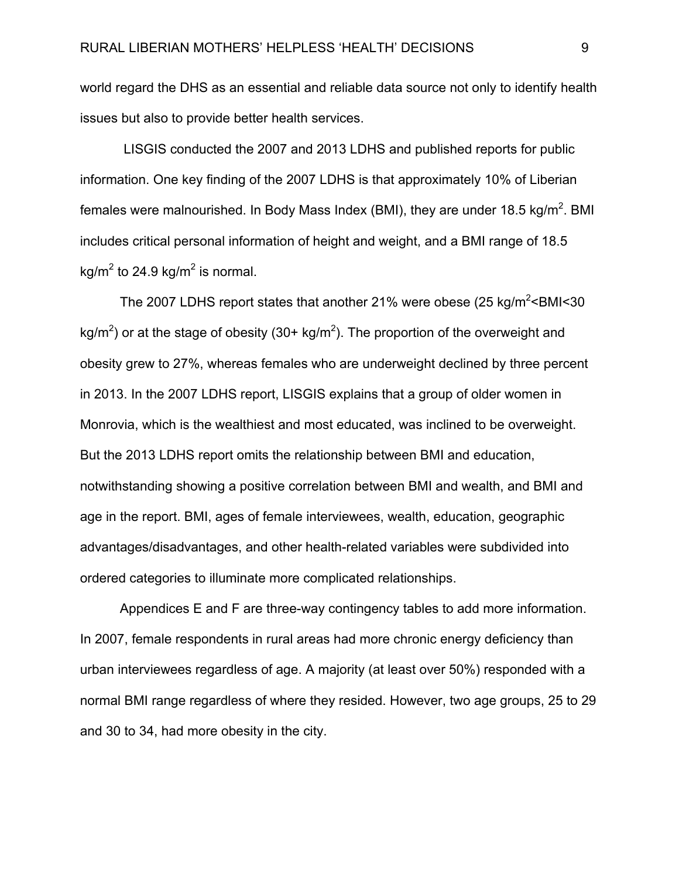world regard the DHS as an essential and reliable data source not only to identify health issues but also to provide better health services.

LISGIS conducted the 2007 and 2013 LDHS and published reports for public information. One key finding of the 2007 LDHS is that approximately 10% of Liberian females were malnourished. In Body Mass Index (BMI), they are under 18.5 $kg/m^2$. BMI includes critical personal information of height and weight, and a BMI range of 18.5 $kg/m^2$ to 24.9 $kg/m^2$ is normal.

The 2007 LDHS report states that another 21% were obese (25 $kg/m^2$<BMI<30 $kg/m^2$) or at the stage of obesity (30+ $kg/m^2$). The proportion of the overweight and obesity grew to 27%, whereas females who are underweight declined by three percent in 2013. In the 2007 LDHS report, LISGIS explains that a group of older women in Monrovia, which is the wealthiest and most educated, was inclined to be overweight. But the 2013 LDHS report omits the relationship between BMI and education, notwithstanding showing a positive correlation between BMI and wealth, and BMI and age in the report. BMI, ages of female interviewees, wealth, education, geographic advantages/disadvantages, and other health-related variables were subdivided into ordered categories to illuminate more complicated relationships.

Appendices E and F are three-way contingency tables to add more information. In 2007, female respondents in rural areas had more chronic energy deficiency than urban interviewees regardless of age. A majority (at least over 50%) responded with a normal BMI range regardless of where they resided. However, two age groups, 25 to 29 and 30 to 34, had more obesity in the city.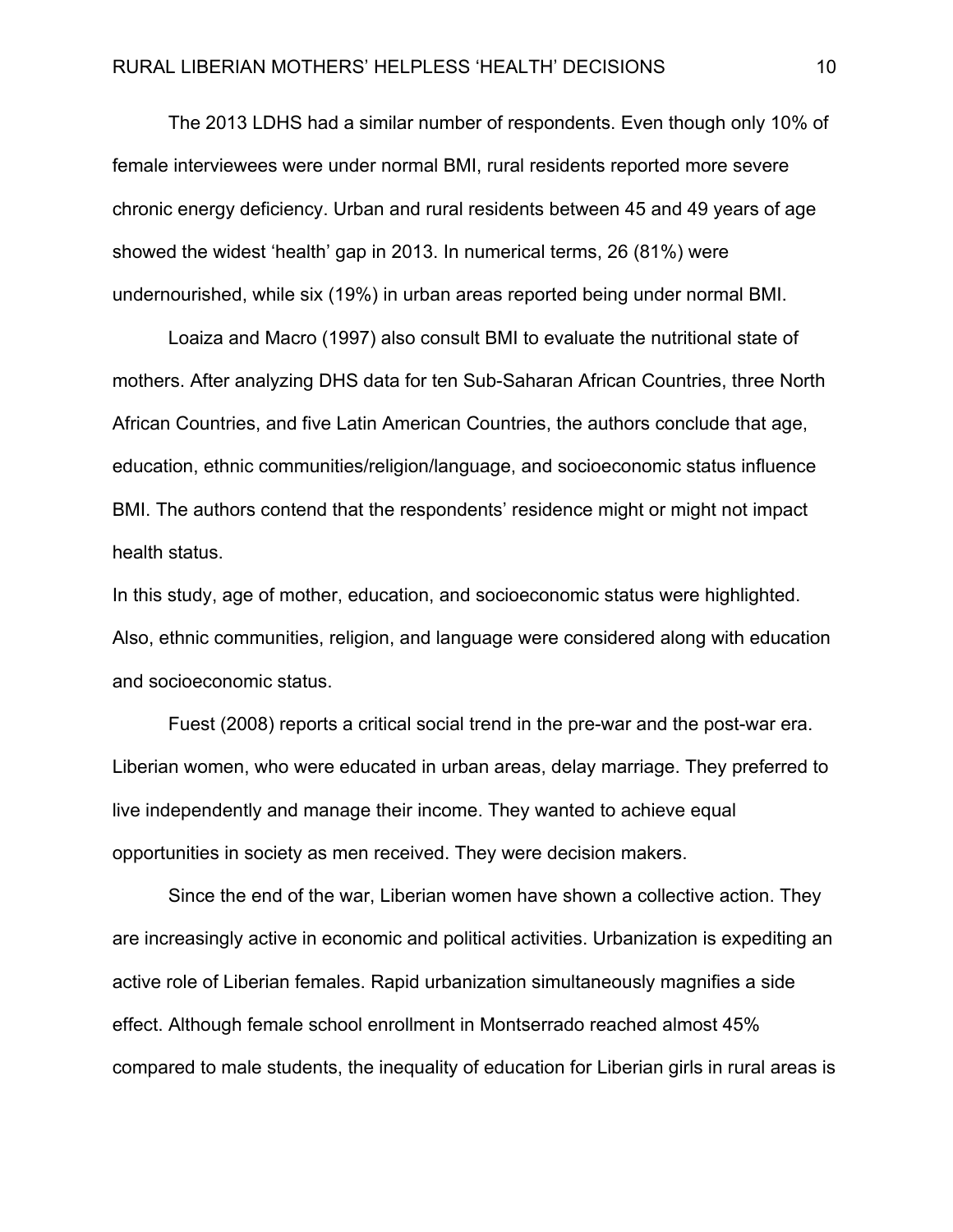The 2013 LDHS had a similar number of respondents. Even though only 10% of female interviewees were under normal BMI, rural residents reported more severe chronic energy deficiency. Urban and rural residents between 45 and 49 years of age showed the widest 'health' gap in 2013. In numerical terms, 26 (81%) were undernourished, while six (19%) in urban areas reported being under normal BMI.

Loaiza and Macro (1997) also consult BMI to evaluate the nutritional state of mothers. After analyzing DHS data for ten Sub-Saharan African Countries, three North African Countries, and five Latin American Countries, the authors conclude that age, education, ethnic communities/religion/language, and socioeconomic status influence BMI. The authors contend that the respondents' residence might or might not impact health status.

In this study, age of mother, education, and socioeconomic status were highlighted. Also, ethnic communities, religion, and language were considered along with education and socioeconomic status.

Fuest (2008) reports a critical social trend in the pre-war and the post-war era. Liberian women, who were educated in urban areas, delay marriage. They preferred to live independently and manage their income. They wanted to achieve equal opportunities in society as men received. They were decision makers.

Since the end of the war, Liberian women have shown a collective action. They are increasingly active in economic and political activities. Urbanization is expediting an active role of Liberian females. Rapid urbanization simultaneously magnifies a side effect. Although female school enrollment in Montserrado reached almost 45% compared to male students, the inequality of education for Liberian girls in rural areas is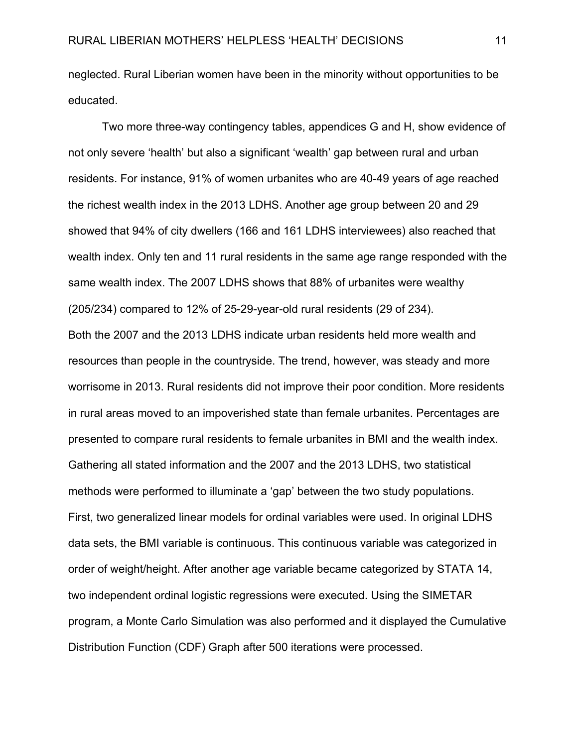neglected. Rural Liberian women have been in the minority without opportunities to be educated.

Two more three-way contingency tables, appendices G and H, show evidence of not only severe 'health' but also a significant 'wealth' gap between rural and urban residents. For instance, 91% of women urbanites who are 40-49 years of age reached the richest wealth index in the 2013 LDHS. Another age group between 20 and 29 showed that 94% of city dwellers (166 and 161 LDHS interviewees) also reached that wealth index. Only ten and 11 rural residents in the same age range responded with the same wealth index. The 2007 LDHS shows that 88% of urbanites were wealthy (205/234) compared to 12% of 25-29-year-old rural residents (29 of 234).

Both the 2007 and the 2013 LDHS indicate urban residents held more wealth and resources than people in the countryside. The trend, however, was steady and more worrisome in 2013. Rural residents did not improve their poor condition. More residents in rural areas moved to an impoverished state than female urbanites. Percentages are presented to compare rural residents to female urbanites in BMI and the wealth index. Gathering all stated information and the 2007 and the 2013 LDHS, two statistical methods were performed to illuminate a 'gap' between the two study populations.

First, two generalized linear models for ordinal variables were used. In original LDHS data sets, the BMI variable is continuous. This continuous variable was categorized in order of weight/height. After another age variable became categorized by STATA 14, two independent ordinal logistic regressions were executed. Using the SIMETAR program, a Monte Carlo Simulation was also performed and it displayed the Cumulative Distribution Function (CDF) Graph after 500 iterations were processed.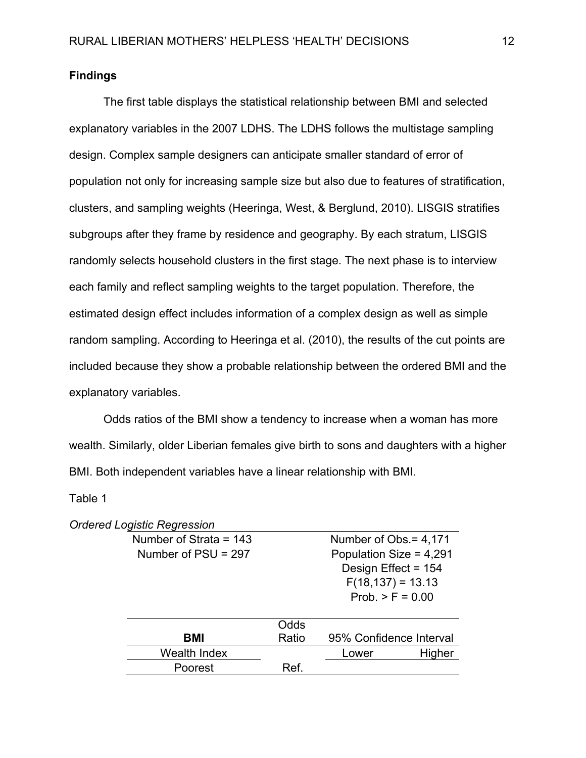**Findings**

The first table displays the statistical relationship between BMI and selected explanatory variables in the 2007 LDHS. The LDHS follows the multistage sampling design. Complex sample designers can anticipate smaller standard of error of population not only for increasing sample size but also due to features of stratification, clusters, and sampling weights (Heeringa, West, & Berglund, 2010). LISGIS stratifies subgroups after they frame by residence and geography. By each stratum, LISGIS randomly selects household clusters in the first stage. The next phase is to interview each family and reflect sampling weights to the target population. Therefore, the estimated design effect includes information of a complex design as well as simple random sampling. According to Heeringa et al. (2010), the results of the cut points are included because they show a probable relationship between the ordered BMI and the explanatory variables.

Odds ratios of the BMI show a tendency to increase when a woman has more wealth. Similarly, older Liberian females give birth to sons and daughters with a higher BMI. Both independent variables have a linear relationship with BMI.

Table 1

*Ordered Logistic Regression*

| Number of Strata = 143 | Number of Obs.= 4,171 |
|---|---|
| Number of PSU = 297 | Population Size = 4,291 |
| | Design Effect = 154 |
| | $F(18,137) = 13.13$ |
| | Prob. > F = 0.00 |

| BMI | Odds Ratio | 95% Confidence Interval | |
|---|---|---|---|
| Wealth Index | | Lower | Higher |
| Poorest | Ref. | | |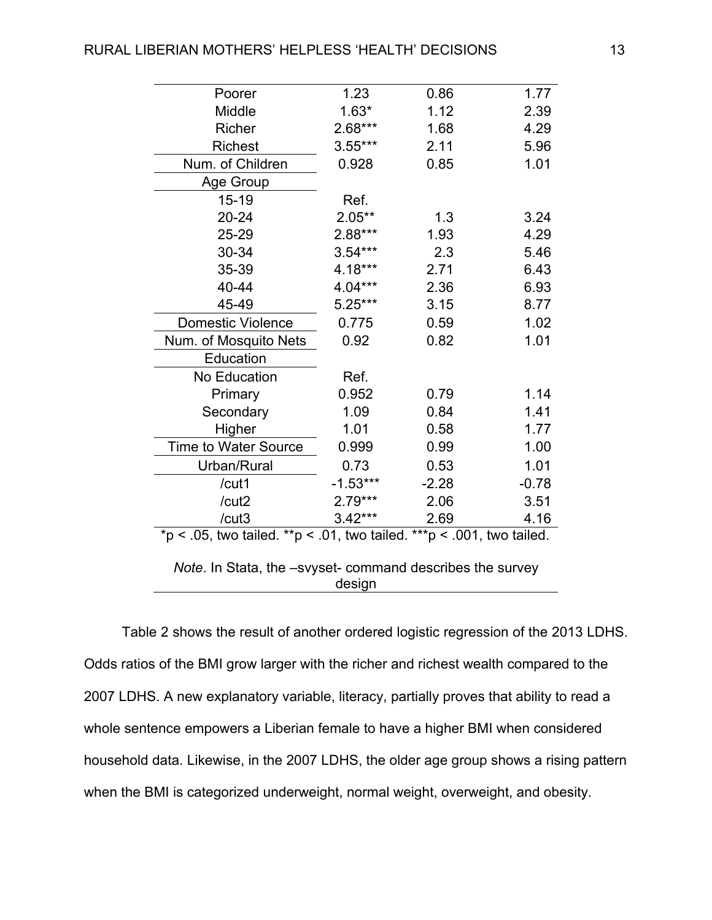| | | | |
|---|---|---|---|
| Poorer | 1.23 | 0.86 | 1.77 |
| Middle | 1.63* | 1.12 | 2.39 |
| Richer | 2.68*** | 1.68 | 4.29 |
| Richest | 3.55*** | 2.11 | 5.96 |
| Num. of Children | 0.928 | 0.85 | 1.01 |
| Age Group | | | |
| 15-19 | Ref. | | |
| 20-24 | 2.05** | 1.3 | 3.24 |
| 25-29 | 2.88*** | 1.93 | 4.29 |
| 30-34 | 3.54*** | 2.3 | 5.46 |
| 35-39 | 4.18*** | 2.71 | 6.43 |
| 40-44 | 4.04*** | 2.36 | 6.93 |
| 45-49 | 5.25*** | 3.15 | 8.77 |
| Domestic Violence | 0.775 | 0.59 | 1.02 |
| Num. of Mosquito Nets | 0.92 | 0.82 | 1.01 |
| Education | | | |
| No Education | Ref. | | |
| Primary | 0.952 | 0.79 | 1.14 |
| Secondary | 1.09 | 0.84 | 1.41 |
| Higher | 1.01 | 0.58 | 1.77 |
| Time to Water Source | 0.999 | 0.99 | 1.00 |
| Urban/Rural | 0.73 | 0.53 | 1.01 |
| /cut1 | -1.53*** | -2.28 | -0.78 |
| /cut2 | 2.79*** | 2.06 | 3.51 |
| /cut3 | 3.42*** | 2.69 | 4.16 |

*p < .05, two tailed. **p < .01, two tailed. ***p < .001, two tailed.

*Note*. In Stata, the –svyset- command describes the survey design

Table 2 shows the result of another ordered logistic regression of the 2013 LDHS. Odds ratios of the BMI grow larger with the richer and richest wealth compared to the 2007 LDHS. A new explanatory variable, literacy, partially proves that ability to read a whole sentence empowers a Liberian female to have a higher BMI when considered household data. Likewise, in the 2007 LDHS, the older age group shows a rising pattern when the BMI is categorized underweight, normal weight, overweight, and obesity.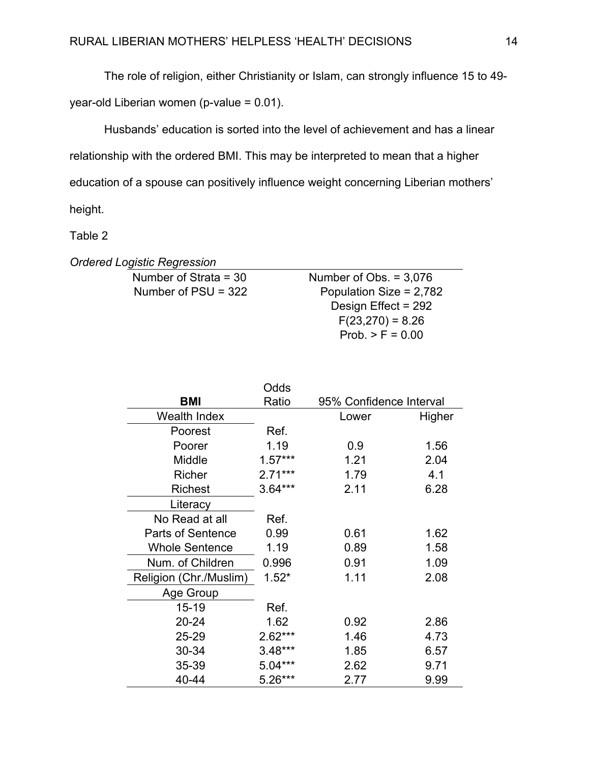The role of religion, either Christianity or Islam, can strongly influence 15 to 49-year-old Liberian women (p-value = 0.01).

Husbands' education is sorted into the level of achievement and has a linear relationship with the ordered BMI. This may be interpreted to mean that a higher education of a spouse can positively influence weight concerning Liberian mothers' height.

Table 2

*Ordered Logistic Regression*

| | |
|---|---|
| Number of Strata = 30 | Number of Obs. = 3,076 |
| Number of PSU = 322 | Population Size = 2,782 |
| | Design Effect = 292 |
| | F(23,270) = 8.26 |
| | Prob. > F = 0.00 |

| **BMI** | Odds Ratio | 95% Confidence Interval | |
|---|---|---|---|
| Wealth Index | | Lower | Higher |
| Poorest | Ref. | | |
| Poorer | 1.19 | 0.9 | 1.56 |
| Middle | 1.57*** | 1.21 | 2.04 |
| Richer | 2.71*** | 1.79 | 4.1 |
| Richest | 3.64*** | 2.11 | 6.28 |
| Literacy | | | |
| No Read at all | Ref. | | |
| Parts of Sentence | 0.99 | 0.61 | 1.62 |
| Whole Sentence | 1.19 | 0.89 | 1.58 |
| Num. of Children | 0.996 | 0.91 | 1.09 |
| Religion (Chr./Muslim) | 1.52* | 1.11 | 2.08 |
| Age Group | | | |
| 15-19 | Ref. | | |
| 20-24 | 1.62 | 0.92 | 2.86 |
| 25-29 | 2.62*** | 1.46 | 4.73 |
| 30-34 | 3.48*** | 1.85 | 6.57 |
| 35-39 | 5.04*** | 2.62 | 9.71 |
| 40-44 | 5.26*** | 2.77 | 9.99 |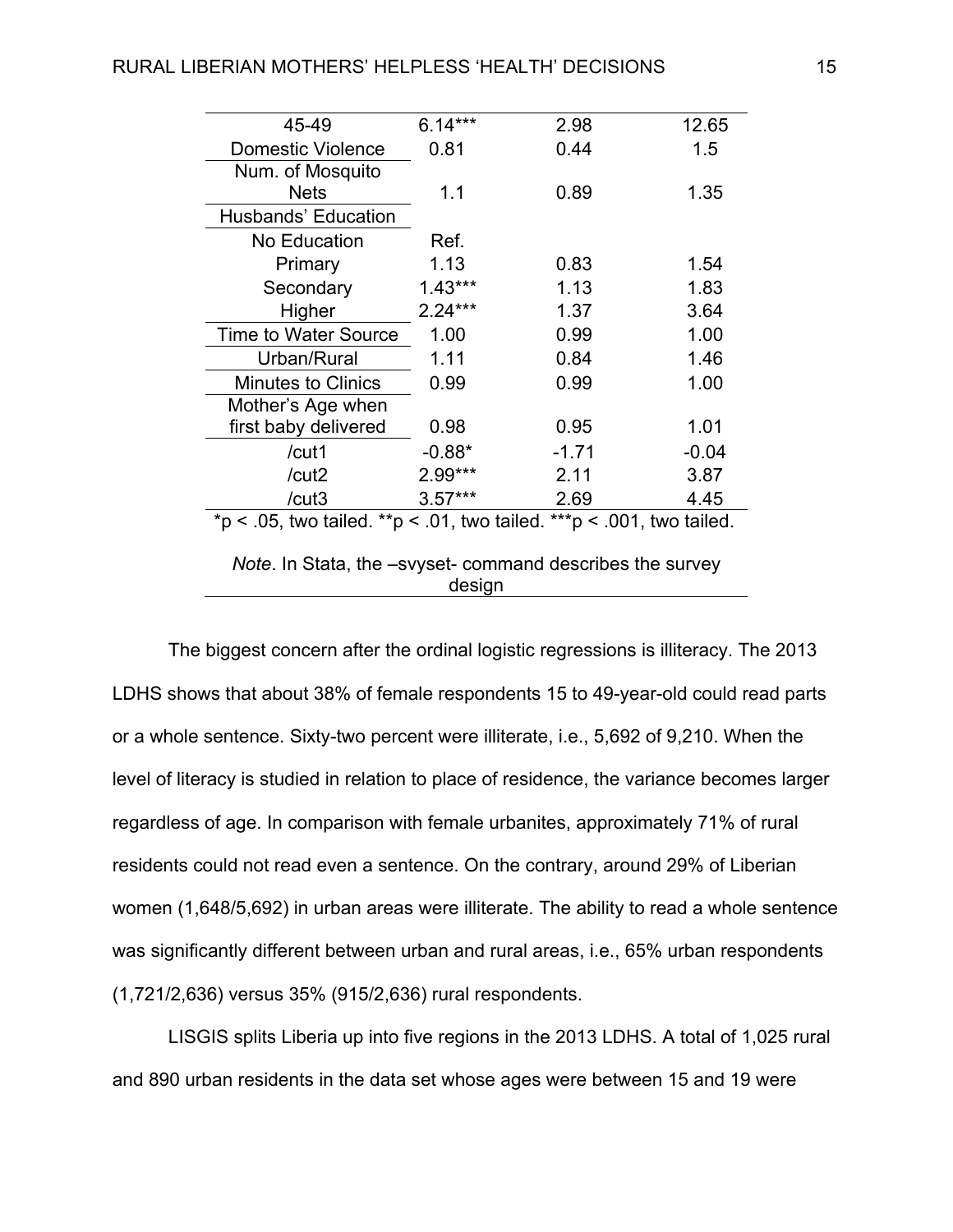| | | | |
|---|---|---|---|
| 45-49 | 6.14*** | 2.98 | 12.65 |
| Domestic Violence | 0.81 | 0.44 | 1.5 |
| Num. of Mosquito Nets | 1.1 | 0.89 | 1.35 |
| Husbands' Education | | | |
| No Education | Ref. | | |
| Primary | 1.13 | 0.83 | 1.54 |
| Secondary | 1.43*** | 1.13 | 1.83 |
| Higher | 2.24*** | 1.37 | 3.64 |
| Time to Water Source | 1.00 | 0.99 | 1.00 |
| Urban/Rural | 1.11 | 0.84 | 1.46 |
| Minutes to Clinics | 0.99 | 0.99 | 1.00 |
| Mother's Age when first baby delivered | 0.98 | 0.95 | 1.01 |
| /cut1 | -0.88* | -1.71 | -0.04 |
| /cut2 | 2.99*** | 2.11 | 3.87 |
| /cut3 | 3.57*** | 2.69 | 4.45 |

*p < .05, two tailed. **p < .01, two tailed. ***p < .001, two tailed.

*Note*. In Stata, the –svyset- command describes the survey design

The biggest concern after the ordinal logistic regressions is illiteracy. The 2013 LDHS shows that about 38% of female respondents 15 to 49-year-old could read parts or a whole sentence. Sixty-two percent were illiterate, i.e., 5,692 of 9,210. When the level of literacy is studied in relation to place of residence, the variance becomes larger regardless of age. In comparison with female urbanites, approximately 71% of rural residents could not read even a sentence. On the contrary, around 29% of Liberian women (1,648/5,692) in urban areas were illiterate. The ability to read a whole sentence was significantly different between urban and rural areas, i.e., 65% urban respondents (1,721/2,636) versus 35% (915/2,636) rural respondents.

LISGIS splits Liberia up into five regions in the 2013 LDHS. A total of 1,025 rural and 890 urban residents in the data set whose ages were between 15 and 19 were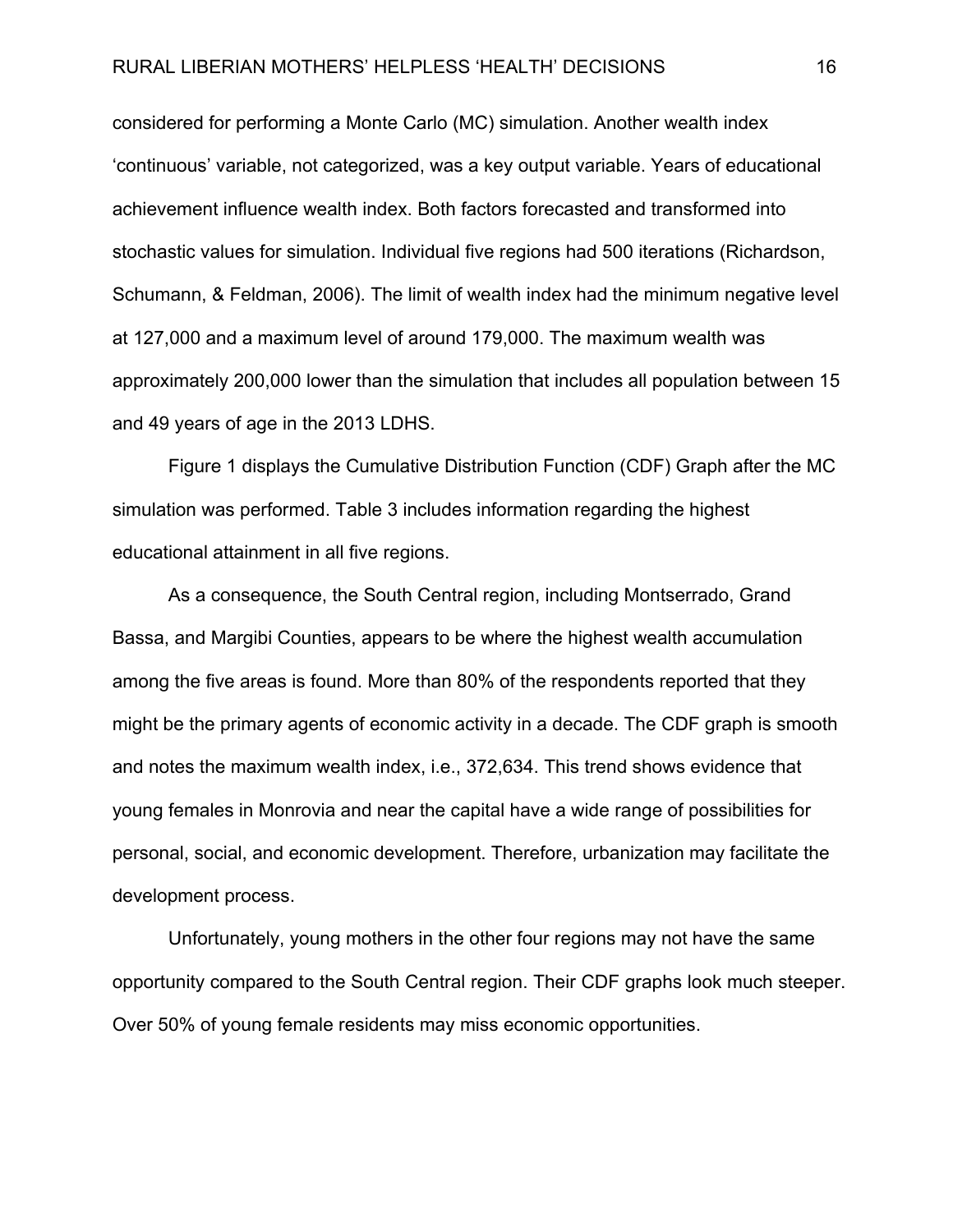considered for performing a Monte Carlo (MC) simulation. Another wealth index 'continuous' variable, not categorized, was a key output variable. Years of educational achievement influence wealth index. Both factors forecasted and transformed into stochastic values for simulation. Individual five regions had 500 iterations (Richardson, Schumann, & Feldman, 2006). The limit of wealth index had the minimum negative level at 127,000 and a maximum level of around 179,000. The maximum wealth was approximately 200,000 lower than the simulation that includes all population between 15 and 49 years of age in the 2013 LDHS.

Figure 1 displays the Cumulative Distribution Function (CDF) Graph after the MC simulation was performed. Table 3 includes information regarding the highest educational attainment in all five regions.

As a consequence, the South Central region, including Montserrado, Grand Bassa, and Margibi Counties, appears to be where the highest wealth accumulation among the five areas is found. More than 80% of the respondents reported that they might be the primary agents of economic activity in a decade. The CDF graph is smooth and notes the maximum wealth index, i.e., 372,634. This trend shows evidence that young females in Monrovia and near the capital have a wide range of possibilities for personal, social, and economic development. Therefore, urbanization may facilitate the development process.

Unfortunately, young mothers in the other four regions may not have the same opportunity compared to the South Central region. Their CDF graphs look much steeper. Over 50% of young female residents may miss economic opportunities.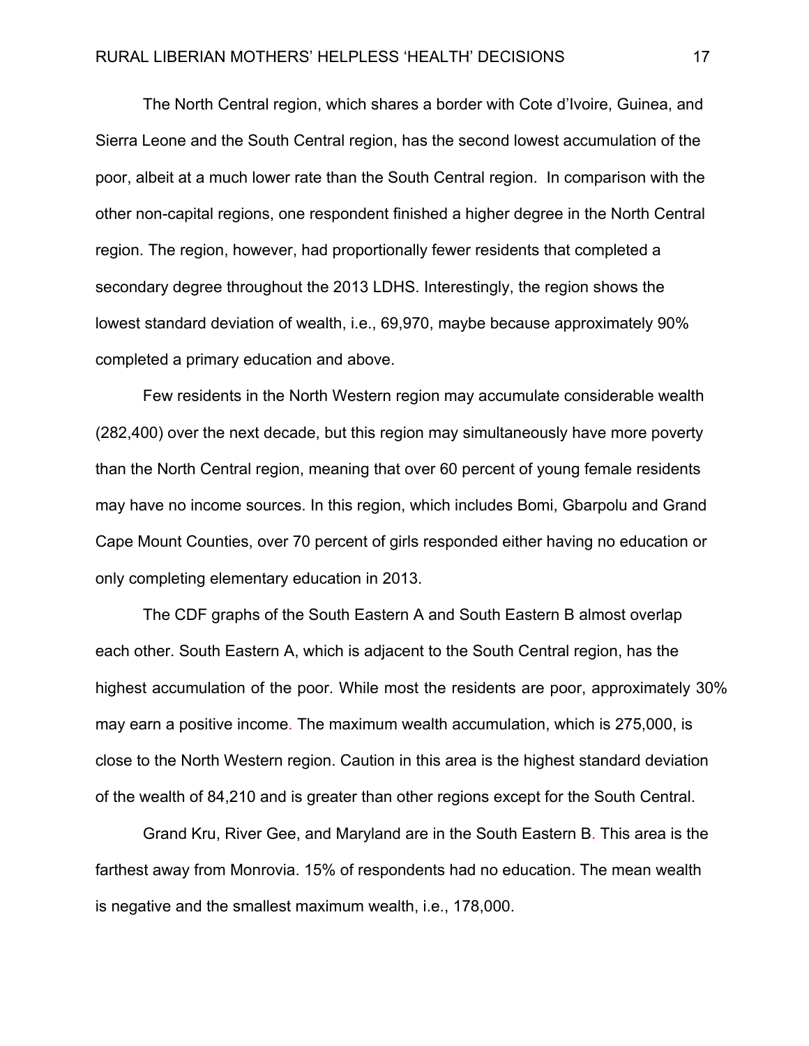The North Central region, which shares a border with Cote d'Ivoire, Guinea, and Sierra Leone and the South Central region, has the second lowest accumulation of the poor, albeit at a much lower rate than the South Central region. In comparison with the other non-capital regions, one respondent finished a higher degree in the North Central region. The region, however, had proportionally fewer residents that completed a secondary degree throughout the 2013 LDHS. Interestingly, the region shows the lowest standard deviation of wealth, i.e., 69,970, maybe because approximately 90% completed a primary education and above.

Few residents in the North Western region may accumulate considerable wealth (282,400) over the next decade, but this region may simultaneously have more poverty than the North Central region, meaning that over 60 percent of young female residents may have no income sources. In this region, which includes Bomi, Gbarpolu and Grand Cape Mount Counties, over 70 percent of girls responded either having no education or only completing elementary education in 2013.

The CDF graphs of the South Eastern A and South Eastern B almost overlap each other. South Eastern A, which is adjacent to the South Central region, has the highest accumulation of the poor. While most the residents are poor, approximately 30% may earn a positive income. The maximum wealth accumulation, which is 275,000, is close to the North Western region. Caution in this area is the highest standard deviation of the wealth of 84,210 and is greater than other regions except for the South Central.

Grand Kru, River Gee, and Maryland are in the South Eastern B. This area is the farthest away from Monrovia. 15% of respondents had no education. The mean wealth is negative and the smallest maximum wealth, i.e., 178,000.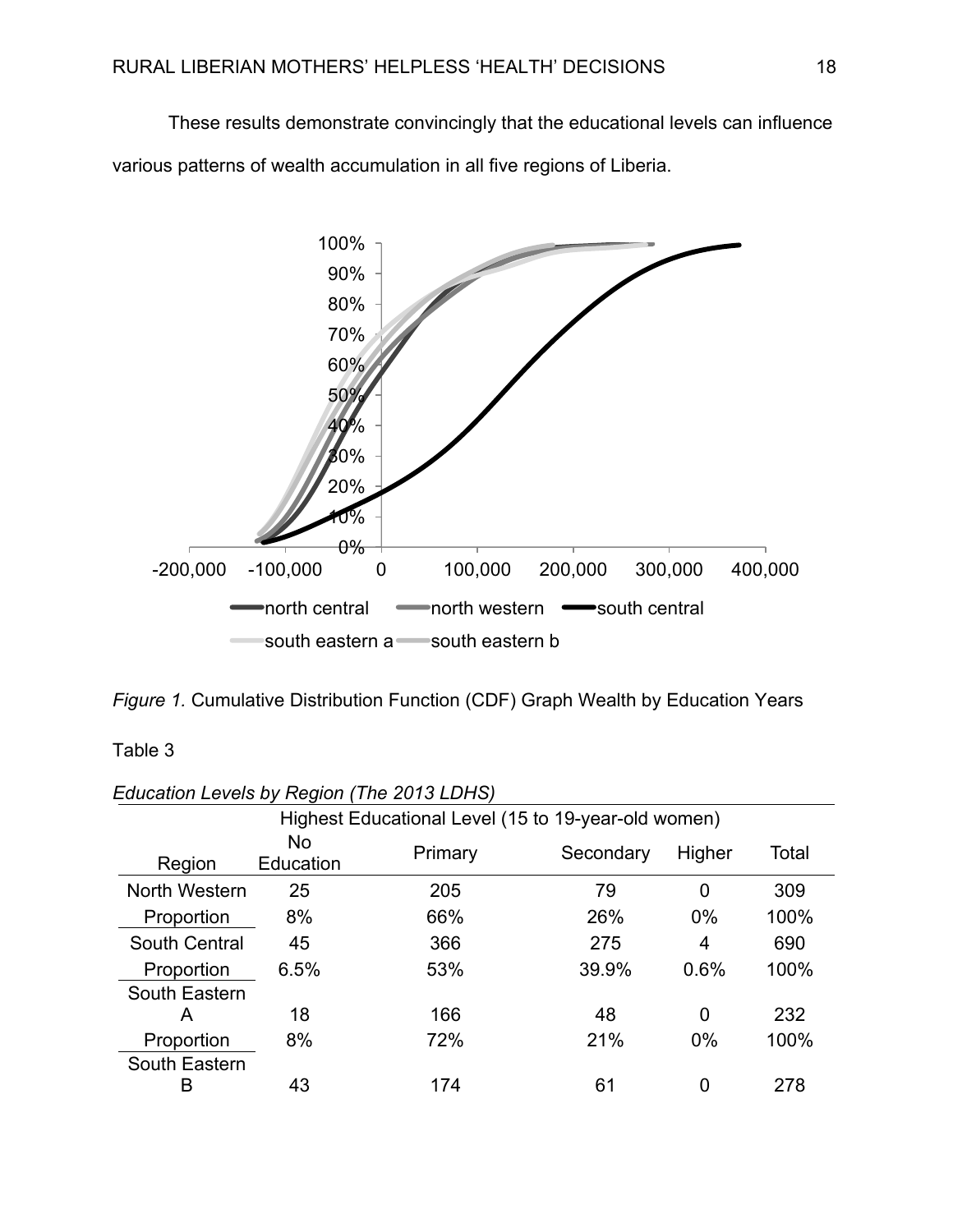These results demonstrate convincingly that the educational levels can influence various patterns of wealth accumulation in all five regions of Liberia.

*Figure 1.* Cumulative Distribution Function (CDF) Graph Wealth by Education Years

Table 3

*Education Levels by Region (The 2013 LDHS)*

| | Highest Educational Level (15 to 19-year-old women) | | | | |
|---|---|---|---|---|---|
| Region | No Education | Primary | Secondary | Higher | Total |
| North Western | 25 | 205 | 79 | 0 | 309 |
| Proportion | 8% | 66% | 26% | 0% | 100% |
| South Central | 45 | 366 | 275 | 4 | 690 |
| Proportion | 6.5% | 53% | 39.9% | 0.6% | 100% |
| South Eastern A | 18 | 166 | 48 | 0 | 232 |
| Proportion | 8% | 72% | 21% | 0% | 100% |
| South Eastern B | 43 | 174 | 61 | 0 | 278 |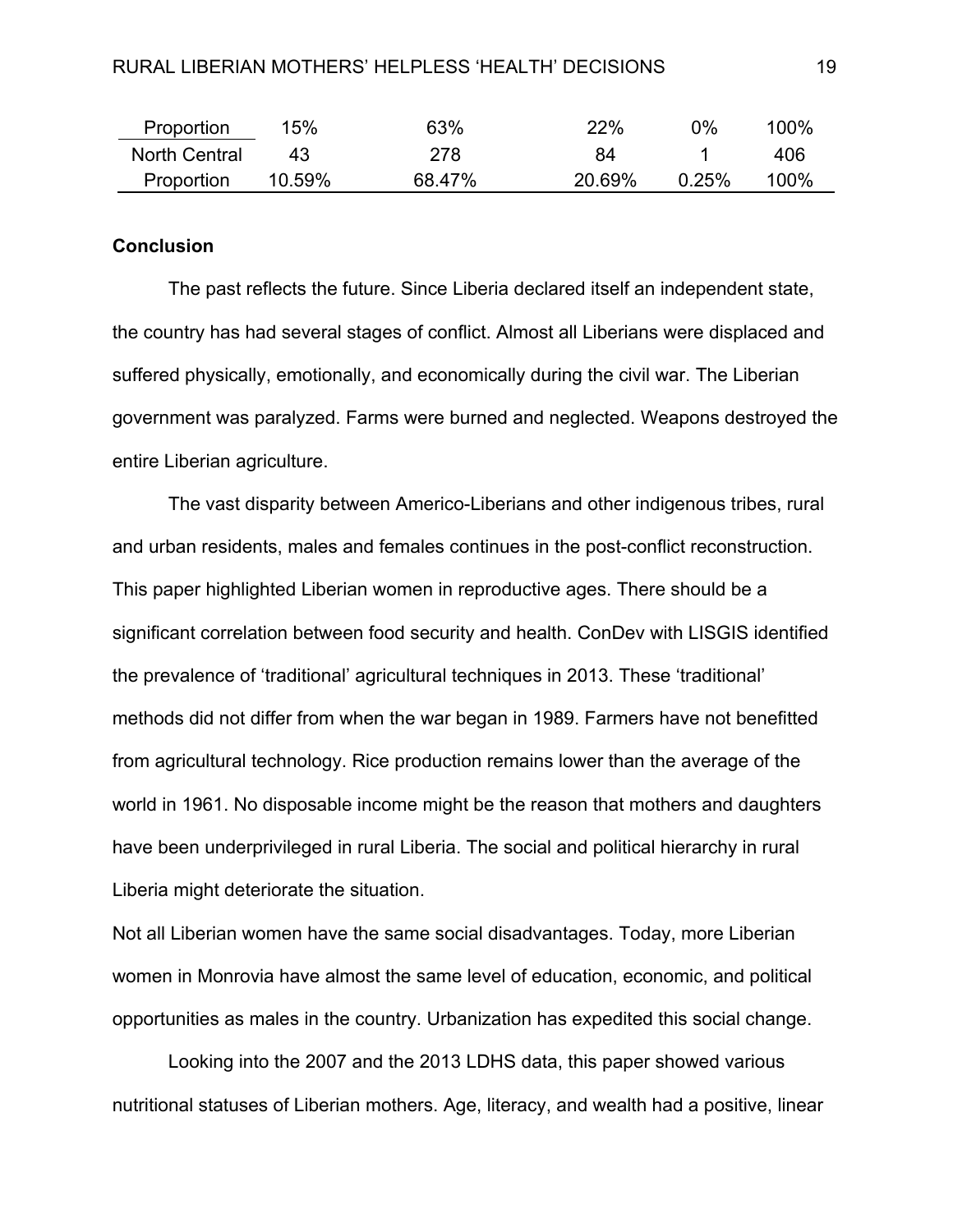| | | | | | |
|---|---|---|---|---|---|
| Proportion | 15% | 63% | 22% | 0% | 100% |
| North Central | 43 | 278 | 84 | 1 | 406 |
| Proportion | 10.59% | 68.47% | 20.69% | 0.25% | 100% |

**Conclusion**

The past reflects the future. Since Liberia declared itself an independent state, the country has had several stages of conflict. Almost all Liberians were displaced and suffered physically, emotionally, and economically during the civil war. The Liberian government was paralyzed. Farms were burned and neglected. Weapons destroyed the entire Liberian agriculture.

The vast disparity between Americo-Liberians and other indigenous tribes, rural and urban residents, males and females continues in the post-conflict reconstruction. This paper highlighted Liberian women in reproductive ages. There should be a significant correlation between food security and health. ConDev with LISGIS identified the prevalence of 'traditional' agricultural techniques in 2013. These 'traditional' methods did not differ from when the war began in 1989. Farmers have not benefitted from agricultural technology. Rice production remains lower than the average of the world in 1961. No disposable income might be the reason that mothers and daughters have been underprivileged in rural Liberia. The social and political hierarchy in rural Liberia might deteriorate the situation.

Not all Liberian women have the same social disadvantages. Today, more Liberian women in Monrovia have almost the same level of education, economic, and political opportunities as males in the country. Urbanization has expedited this social change.

Looking into the 2007 and the 2013 LDHS data, this paper showed various nutritional statuses of Liberian mothers. Age, literacy, and wealth had a positive, linear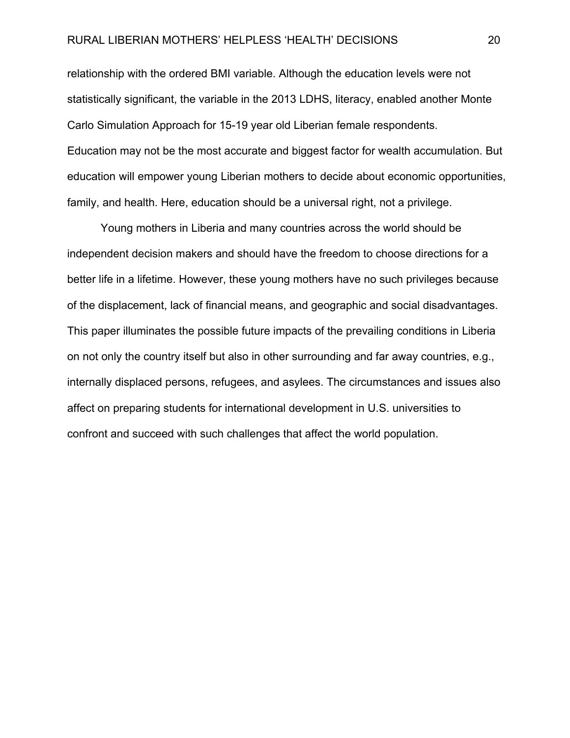relationship with the ordered BMI variable. Although the education levels were not statistically significant, the variable in the 2013 LDHS, literacy, enabled another Monte Carlo Simulation Approach for 15-19 year old Liberian female respondents. Education may not be the most accurate and biggest factor for wealth accumulation. But education will empower young Liberian mothers to decide about economic opportunities, family, and health. Here, education should be a universal right, not a privilege.

Young mothers in Liberia and many countries across the world should be independent decision makers and should have the freedom to choose directions for a better life in a lifetime. However, these young mothers have no such privileges because of the displacement, lack of financial means, and geographic and social disadvantages. This paper illuminates the possible future impacts of the prevailing conditions in Liberia on not only the country itself but also in other surrounding and far away countries, e.g., internally displaced persons, refugees, and asylees. The circumstances and issues also affect on preparing students for international development in U.S. universities to confront and succeed with such challenges that affect the world population.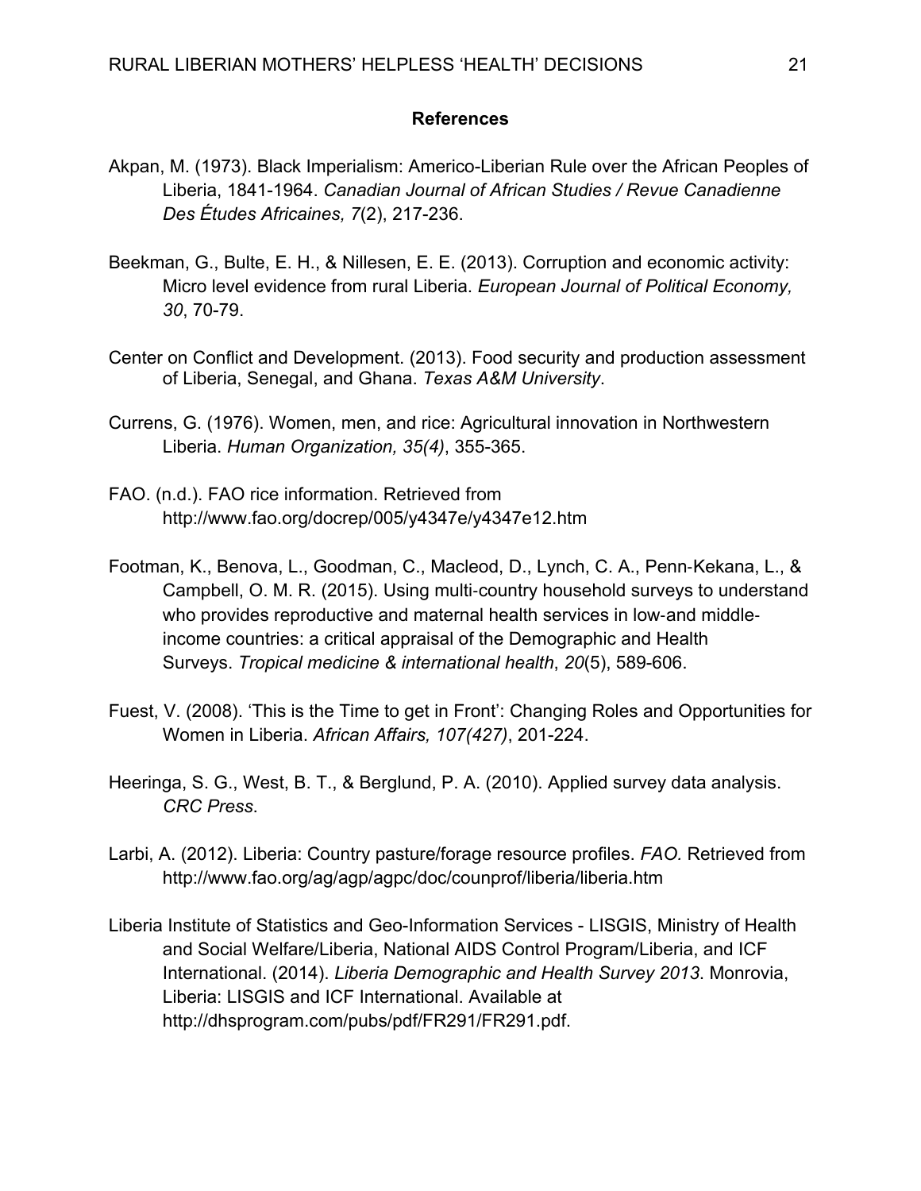## References

Akpan, M. (1973). Black Imperialism: Americo-Liberian Rule over the African Peoples of Liberia, 1841-1964. *Canadian Journal of African Studies / Revue Canadienne Des Études Africaines, 7*(2), 217-236.

Beekman, G., Bulte, E. H., & Nillesen, E. E. (2013). Corruption and economic activity: Micro level evidence from rural Liberia. *European Journal of Political Economy, 30*, 70-79.

Center on Conflict and Development. (2013). Food security and production assessment of Liberia, Senegal, and Ghana. *Texas A&M University*.

Currens, G. (1976). Women, men, and rice: Agricultural innovation in Northwestern Liberia. *Human Organization, 35(4)*, 355-365.

FAO. (n.d.). FAO rice information. Retrieved from http://www.fao.org/docrep/005/y4347e/y4347e12.htm

Footman, K., Benova, L., Goodman, C., Macleod, D., Lynch, C. A., Penn-Kekana, L., & Campbell, O. M. R. (2015). Using multi-country household surveys to understand who provides reproductive and maternal health services in low-and middle-income countries: a critical appraisal of the Demographic and Health Surveys. *Tropical medicine & international health*, *20*(5), 589-606.

Fuest, V. (2008). 'This is the Time to get in Front': Changing Roles and Opportunities for Women in Liberia. *African Affairs, 107(427)*, 201-224.

Heeringa, S. G., West, B. T., & Berglund, P. A. (2010). Applied survey data analysis. *CRC Press*.

Larbi, A. (2012). Liberia: Country pasture/forage resource profiles. *FAO.* Retrieved from http://www.fao.org/ag/agp/agpc/doc/counprof/liberia/liberia.htm

Liberia Institute of Statistics and Geo-Information Services - LISGIS, Ministry of Health and Social Welfare/Liberia, National AIDS Control Program/Liberia, and ICF International. (2014). *Liberia Demographic and Health Survey 2013*. Monrovia, Liberia: LISGIS and ICF International. Available at http://dhsprogram.com/pubs/pdf/FR291/FR291.pdf.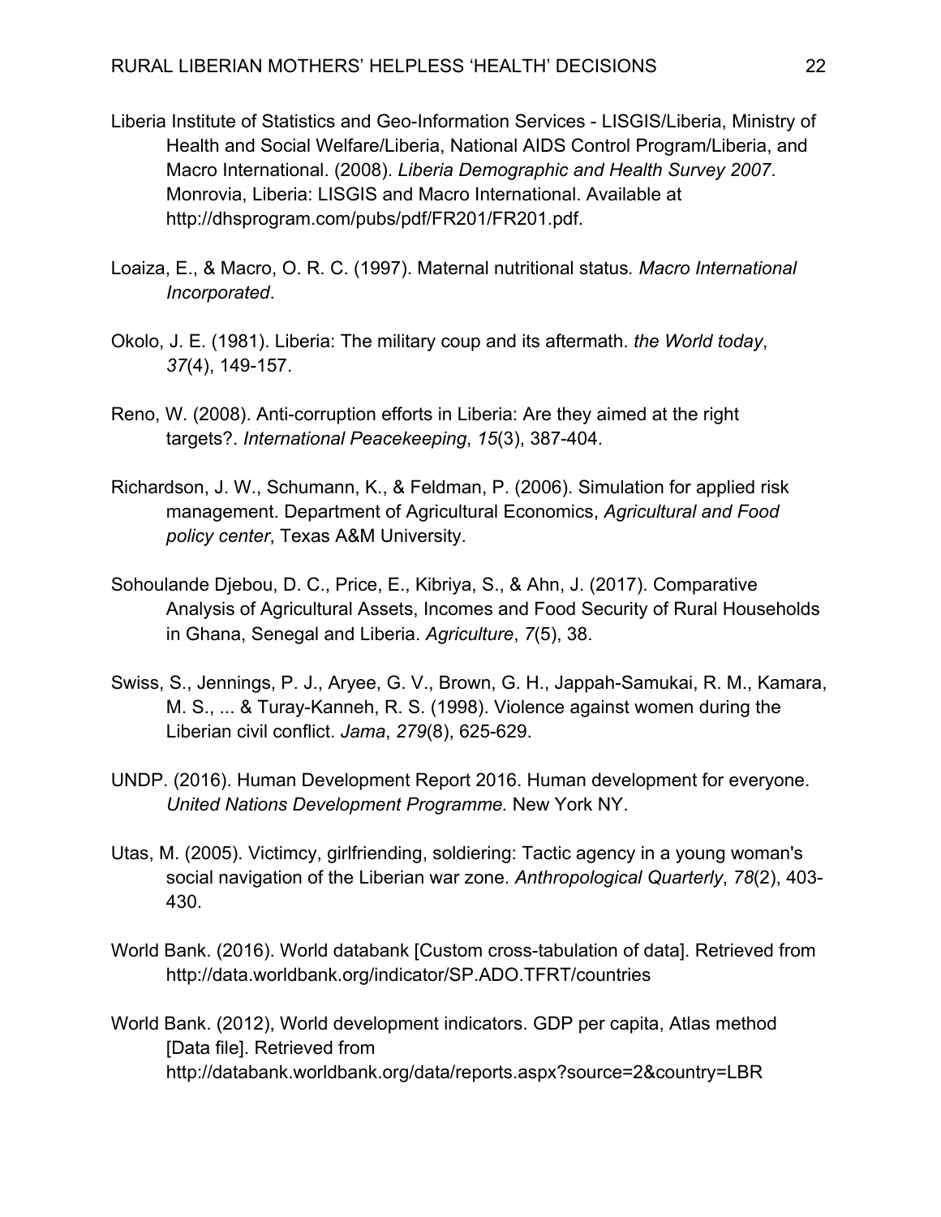Liberia Institute of Statistics and Geo-Information Services - LISGIS/Liberia, Ministry of Health and Social Welfare/Liberia, National AIDS Control Program/Liberia, and Macro International. (2008). *Liberia Demographic and Health Survey 2007*. Monrovia, Liberia: LISGIS and Macro International. Available at http://dhsprogram.com/pubs/pdf/FR201/FR201.pdf.

Loaiza, E., & Macro, O. R. C. (1997). Maternal nutritional status. *Macro International Incorporated*.

Okolo, J. E. (1981). Liberia: The military coup and its aftermath. *the World today*, *37*(4), 149-157.

Reno, W. (2008). Anti-corruption efforts in Liberia: Are they aimed at the right targets?. *International Peacekeeping*, *15*(3), 387-404.

Richardson, J. W., Schumann, K., & Feldman, P. (2006). Simulation for applied risk management. Department of Agricultural Economics, *Agricultural and Food policy center*, Texas A&M University.

Sohoulande Djebou, D. C., Price, E., Kibriya, S., & Ahn, J. (2017). Comparative Analysis of Agricultural Assets, Incomes and Food Security of Rural Households in Ghana, Senegal and Liberia. *Agriculture*, *7*(5), 38.

Swiss, S., Jennings, P. J., Aryee, G. V., Brown, G. H., Jappah-Samukai, R. M., Kamara, M. S., ... & Turay-Kanneh, R. S. (1998). Violence against women during the Liberian civil conflict. *Jama*, *279*(8), 625-629.

UNDP. (2016). Human Development Report 2016. Human development for everyone. *United Nations Development Programme.* New York NY.

Utas, M. (2005). Victimcy, girlfriending, soldiering: Tactic agency in a young woman's social navigation of the Liberian war zone. *Anthropological Quarterly*, *78*(2), 403-430.

World Bank. (2016). World databank [Custom cross-tabulation of data]. Retrieved from http://data.worldbank.org/indicator/SP.ADO.TFRT/countries

World Bank. (2012), World development indicators. GDP per capita, Atlas method [Data file]. Retrieved from http://databank.worldbank.org/data/reports.aspx?source=2&country=LBR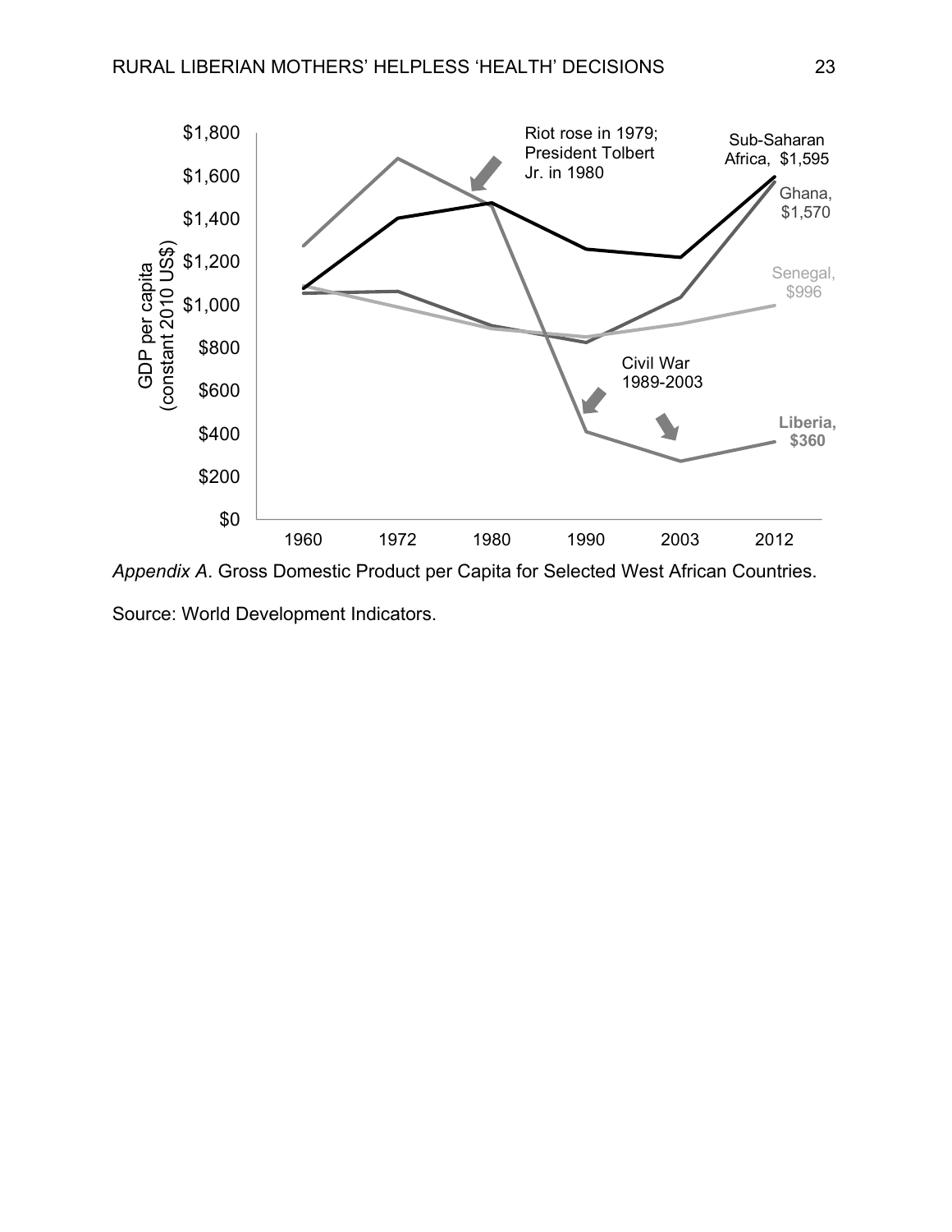*Appendix A*. Gross Domestic Product per Capita for Selected West African Countries.

Source: World Development Indicators.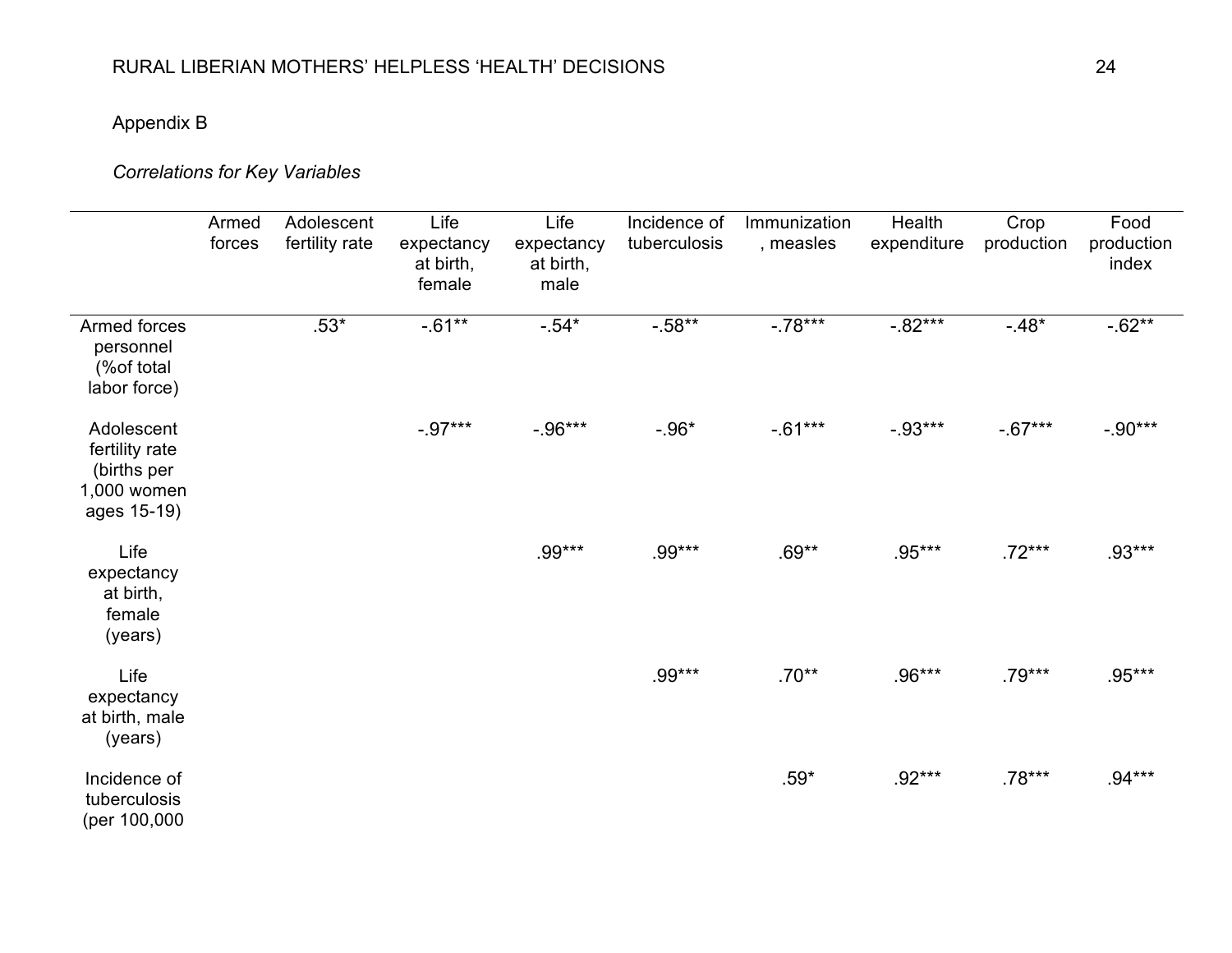Appendix B

*Correlations for Key Variables*

| | Armed forces | Adolescent fertility rate | Life expectancy at birth, female | Life expectancy at birth, male | Incidence of tuberculosis | Immunization, measles | Health expenditure | Crop production | Food production index |
|---|---|---|---|---|---|---|---|---|---|
| Armed forces personnel (%of total labor force) | | .53* | -.61** | -.54* | -.58** | -.78*** | -.82*** | -.48* | -.62** |
| Adolescent fertility rate (births per 1,000 women ages 15-19) | | | -.97*** | -.96*** | -.96* | -.61*** | -.93*** | -.67*** | -.90*** |
| Life expectancy at birth, female (years) | | | | .99*** | .99*** | .69** | .95*** | .72*** | .93*** |
| Life expectancy at birth, male (years) | | | | | .99*** | .70** | .96*** | .79*** | .95*** |
| Incidence of tuberculosis (per 100,000 | | | | | | .59* | .92*** | .78*** | .94*** |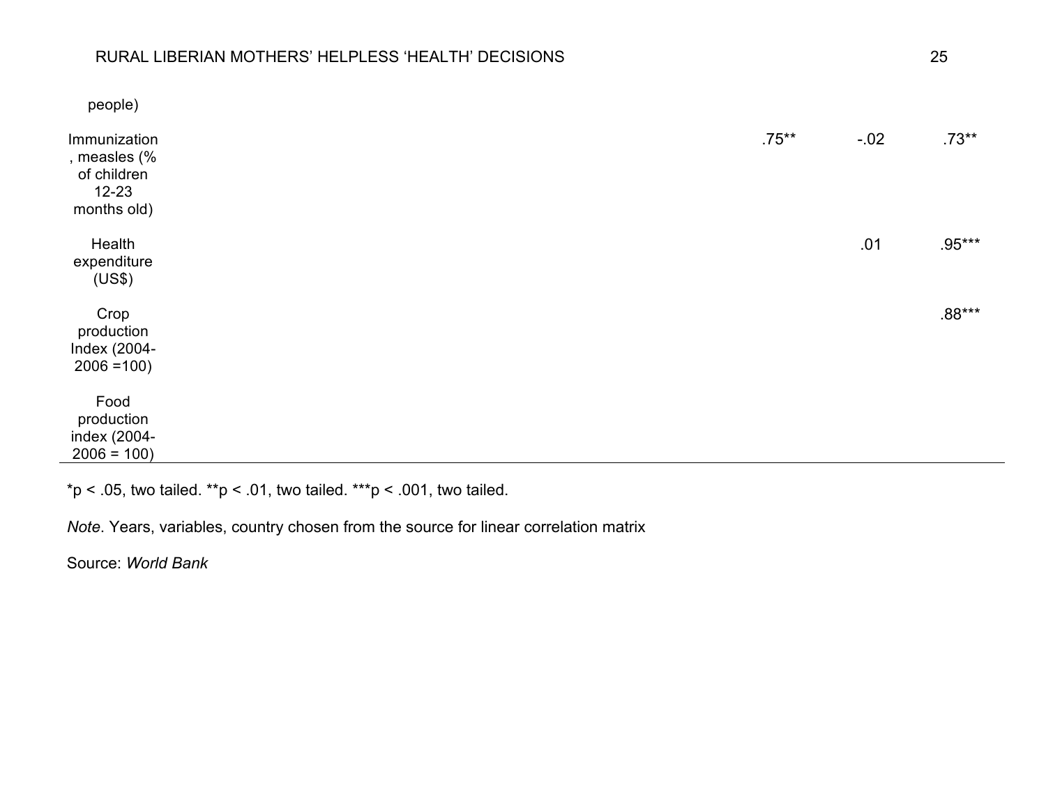| | | | | |
|---|---|---|---|---|
| people) | | | | |
| Immunization, measles (% of children 12-23 months old) | | .75** | -.02 | .73** |
| Health expenditure (US$) | | | .01 | .95*** |
| Crop production Index (2004-2006 =100) | | | | .88*** |
| Food production index (2004-2006 = 100) | | | | |

*p < .05, two tailed. **p < .01, two tailed. ***p < .001, two tailed.

*Note*. Years, variables, country chosen from the source for linear correlation matrix

Source: *World Bank*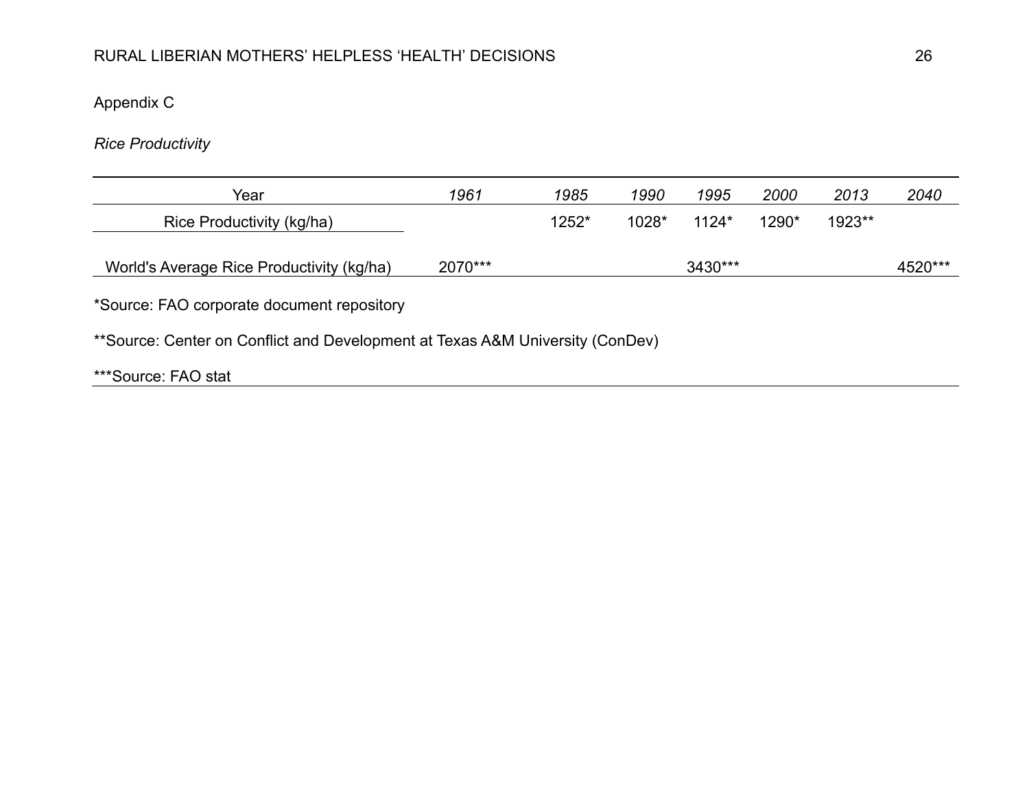Appendix C

*Rice Productivity*

| Year | *1961* | *1985* | *1990* | *1995* | *2000* | *2013* | *2040* |
|---|---|---|---|---|---|---|---|
| Rice Productivity (kg/ha) | | 1252* | 1028* | 1124* | 1290* | 1923** | |
| World's Average Rice Productivity (kg/ha) | 2070*** | | | 3430*** | | | 4520*** |

*Source: FAO corporate document repository

**Source: Center on Conflict and Development at Texas A&M University (ConDev)

***Source: FAO stat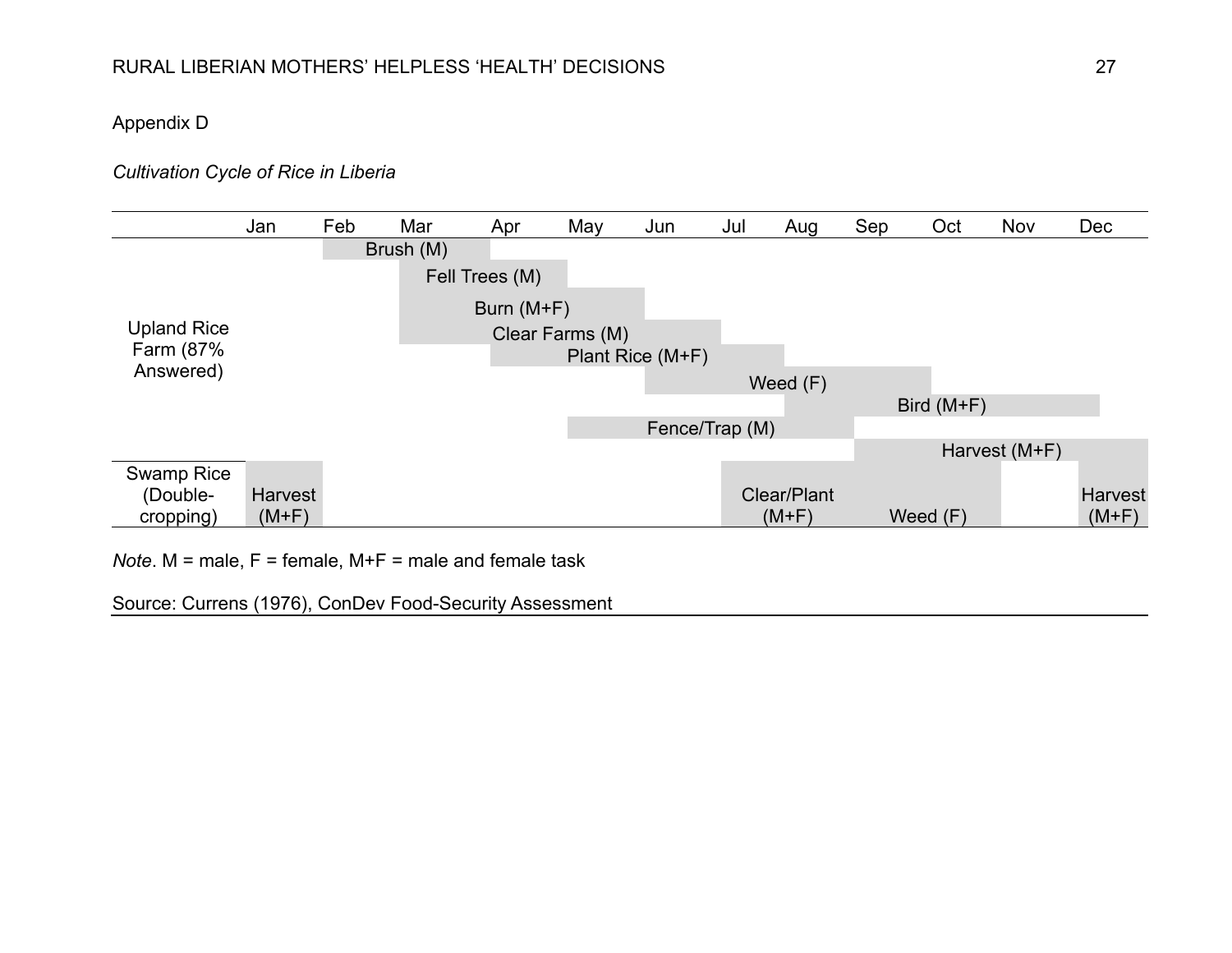Appendix D

*Cultivation Cycle of Rice in Liberia*

| | Jan | Feb | Mar | Apr | May | Jun | Jul | Aug | Sep | Oct | Nov | Dec |
|---|---|---|---|---|---|---|---|---|---|---|---|---|
| Upland Rice Farm (87% Answered) | | Brush (M) | Brush (M) | | | | | | | | | |
| | | | Fell Trees (M) | Fell Trees (M) | | | | | | | | |
| | | | Burn (M+F) | Burn (M+F) | Burn (M+F) | | | | | | | |
| | | | Clear Farms (M) | Clear Farms (M) | Clear Farms (M) | Clear Farms (M) | | | | | | |
| | | | | Plant Rice (M+F) | Plant Rice (M+F) | Plant Rice (M+F) | Plant Rice (M+F) | | | | | |
| | | | | | | Weed (F) | Weed (F) | Weed (F) | Weed (F) | | | |
| | | | | | | | | Bird (M+F) | Bird (M+F) | Bird (M+F) | Bird (M+F) | Bird (M+F) |
| | | | | | Fence/Trap (M) | Fence/Trap (M) | Fence/Trap (M) | Fence/Trap (M) | | | | |
| | | | | | | | | | Harvest (M+F) | Harvest (M+F) | Harvest (M+F) | Harvest (M+F) |
| Swamp Rice (Double-cropping) | Harvest (M+F) | | | | | | Clear/Plant (M+F) | Clear/Plant (M+F) | Weed (F) | Weed (F) | | Harvest (M+F) |

*Note*. M = male, F = female, M+F = male and female task

Source: Currens (1976), ConDev Food-Security Assessment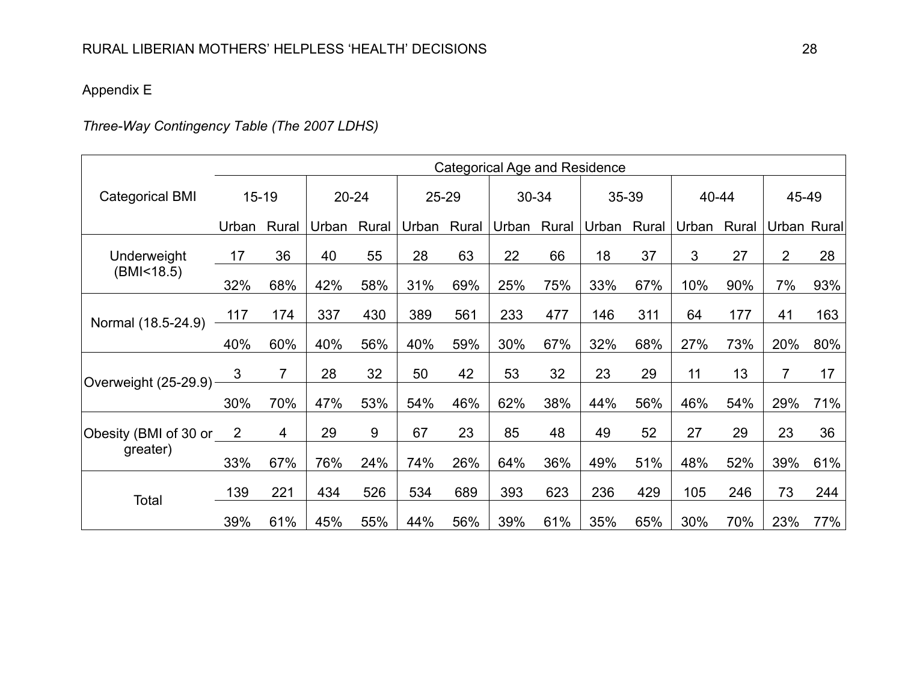Appendix E

*Three-Way Contingency Table (The 2007 LDHS)*

| Categorical BMI | Categorical Age and Residence | | | | | | | | | | | | | |
|---|---|---|---|---|---|---|---|---|---|---|---|---|---|---|
| | 15-19 | | 20-24 | | 25-29 | | 30-34 | | 35-39 | | 40-44 | | 45-49 | |
| | Urban | Rural | Urban | Rural | Urban | Rural | Urban | Rural | Urban | Rural | Urban | Rural | Urban | Rural |
| Underweight (BMI<18.5) | 17 | 36 | 40 | 55 | 28 | 63 | 22 | 66 | 18 | 37 | 3 | 27 | 2 | 28 |
| | 32% | 68% | 42% | 58% | 31% | 69% | 25% | 75% | 33% | 67% | 10% | 90% | 7% | 93% |
| Normal (18.5-24.9) | 117 | 174 | 337 | 430 | 389 | 561 | 233 | 477 | 146 | 311 | 64 | 177 | 41 | 163 |
| | 40% | 60% | 40% | 56% | 40% | 59% | 30% | 67% | 32% | 68% | 27% | 73% | 20% | 80% |
| Overweight (25-29.9) | 3 | 7 | 28 | 32 | 50 | 42 | 53 | 32 | 23 | 29 | 11 | 13 | 7 | 17 |
| | 30% | 70% | 47% | 53% | 54% | 46% | 62% | 38% | 44% | 56% | 46% | 54% | 29% | 71% |
| Obesity (BMI of 30 or greater) | 2 | 4 | 29 | 9 | 67 | 23 | 85 | 48 | 49 | 52 | 27 | 29 | 23 | 36 |
| | 33% | 67% | 76% | 24% | 74% | 26% | 64% | 36% | 49% | 51% | 48% | 52% | 39% | 61% |
| Total | 139 | 221 | 434 | 526 | 534 | 689 | 393 | 623 | 236 | 429 | 105 | 246 | 73 | 244 |
| | 39% | 61% | 45% | 55% | 44% | 56% | 39% | 61% | 35% | 65% | 30% | 70% | 23% | 77% |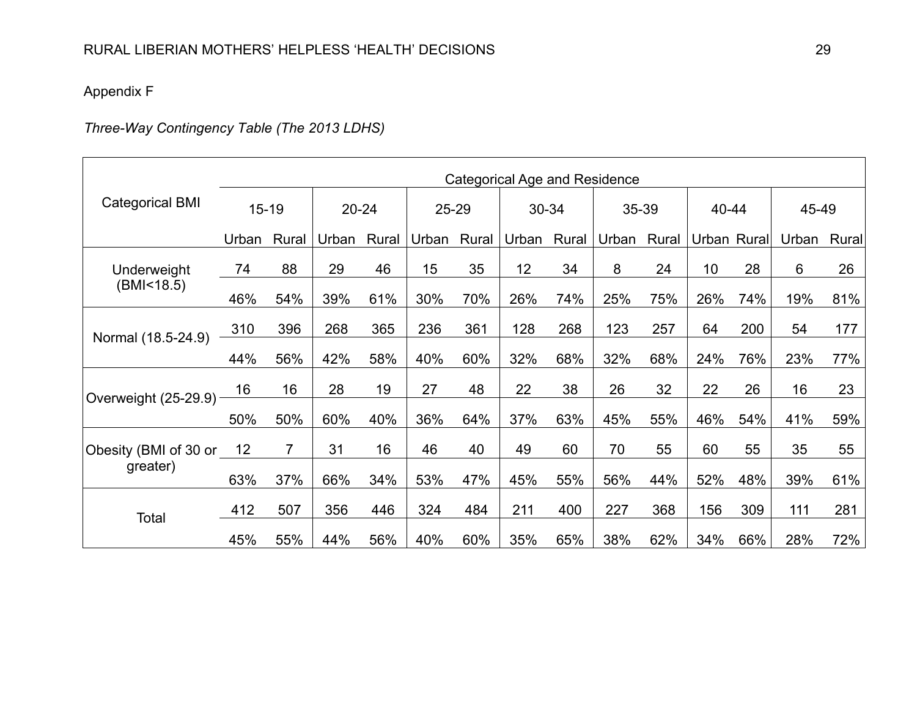Appendix F

*Three-Way Contingency Table (The 2013 LDHS)*

| Categorical BMI | Categorical Age and Residence | | | | | | | | | | | | | |
|---|---|---|---|---|---|---|---|---|---|---|---|---|---|---|
| | 15-19 | | 20-24 | | 25-29 | | 30-34 | | 35-39 | | 40-44 | | 45-49 | |
| | Urban | Rural | Urban | Rural | Urban | Rural | Urban | Rural | Urban | Rural | Urban | Rural | Urban | Rural |
| Underweight (BMI<18.5) | 74 | 88 | 29 | 46 | 15 | 35 | 12 | 34 | 8 | 24 | 10 | 28 | 6 | 26 |
| | 46% | 54% | 39% | 61% | 30% | 70% | 26% | 74% | 25% | 75% | 26% | 74% | 19% | 81% |
| Normal (18.5-24.9) | 310 | 396 | 268 | 365 | 236 | 361 | 128 | 268 | 123 | 257 | 64 | 200 | 54 | 177 |
| | 44% | 56% | 42% | 58% | 40% | 60% | 32% | 68% | 32% | 68% | 24% | 76% | 23% | 77% |
| Overweight (25-29.9) | 16 | 16 | 28 | 19 | 27 | 48 | 22 | 38 | 26 | 32 | 22 | 26 | 16 | 23 |
| | 50% | 50% | 60% | 40% | 36% | 64% | 37% | 63% | 45% | 55% | 46% | 54% | 41% | 59% |
| Obesity (BMI of 30 or greater) | 12 | 7 | 31 | 16 | 46 | 40 | 49 | 60 | 70 | 55 | 60 | 55 | 35 | 55 |
| | 63% | 37% | 66% | 34% | 53% | 47% | 45% | 55% | 56% | 44% | 52% | 48% | 39% | 61% |
| Total | 412 | 507 | 356 | 446 | 324 | 484 | 211 | 400 | 227 | 368 | 156 | 309 | 111 | 281 |
| | 45% | 55% | 44% | 56% | 40% | 60% | 35% | 65% | 38% | 62% | 34% | 66% | 28% | 72% |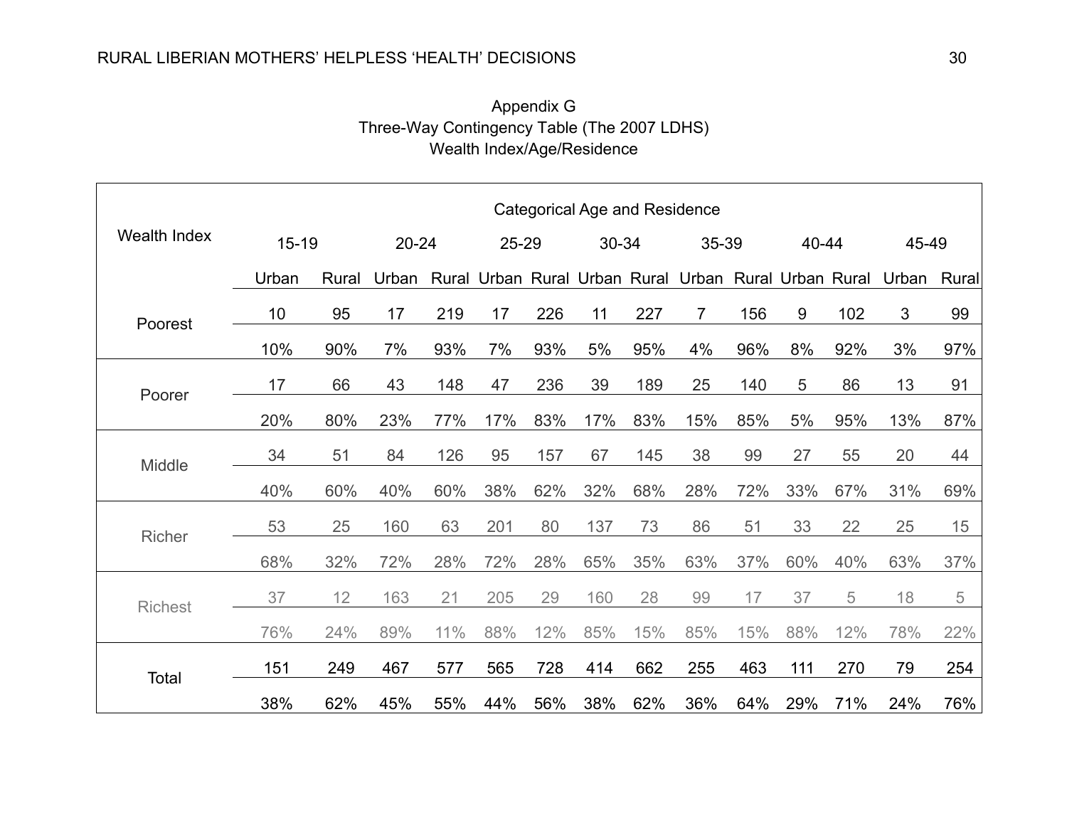Appendix G

Three-Way Contingency Table (The 2007 LDHS)

Wealth Index/Age/Residence

| Wealth Index | Categorical Age and Residence | | | | | | | | | | | | | |
|---|---|---|---|---|---|---|---|---|---|---|---|---|---|---|
| | 15-19 | | 20-24 | | 25-29 | | 30-34 | | 35-39 | | 40-44 | | 45-49 | |
| | Urban | Rural | Urban | Rural | Urban | Rural | Urban | Rural | Urban | Rural | Urban | Rural | Urban | Rural |
| Poorest | 10 | 95 | 17 | 219 | 17 | 226 | 11 | 227 | 7 | 156 | 9 | 102 | 3 | 99 |
| | 10% | 90% | 7% | 93% | 7% | 93% | 5% | 95% | 4% | 96% | 8% | 92% | 3% | 97% |
| Poorer | 17 | 66 | 43 | 148 | 47 | 236 | 39 | 189 | 25 | 140 | 5 | 86 | 13 | 91 |
| | 20% | 80% | 23% | 77% | 17% | 83% | 17% | 83% | 15% | 85% | 5% | 95% | 13% | 87% |
| Middle | 34 | 51 | 84 | 126 | 95 | 157 | 67 | 145 | 38 | 99 | 27 | 55 | 20 | 44 |
| | 40% | 60% | 40% | 60% | 38% | 62% | 32% | 68% | 28% | 72% | 33% | 67% | 31% | 69% |
| Richer | 53 | 25 | 160 | 63 | 201 | 80 | 137 | 73 | 86 | 51 | 33 | 22 | 25 | 15 |
| | 68% | 32% | 72% | 28% | 72% | 28% | 65% | 35% | 63% | 37% | 60% | 40% | 63% | 37% |
| Richest | 37 | 12 | 163 | 21 | 205 | 29 | 160 | 28 | 99 | 17 | 37 | 5 | 18 | 5 |
| | 76% | 24% | 89% | 11% | 88% | 12% | 85% | 15% | 85% | 15% | 88% | 12% | 78% | 22% |
| Total | 151 | 249 | 467 | 577 | 565 | 728 | 414 | 662 | 255 | 463 | 111 | 270 | 79 | 254 |
| | 38% | 62% | 45% | 55% | 44% | 56% | 38% | 62% | 36% | 64% | 29% | 71% | 24% | 76% |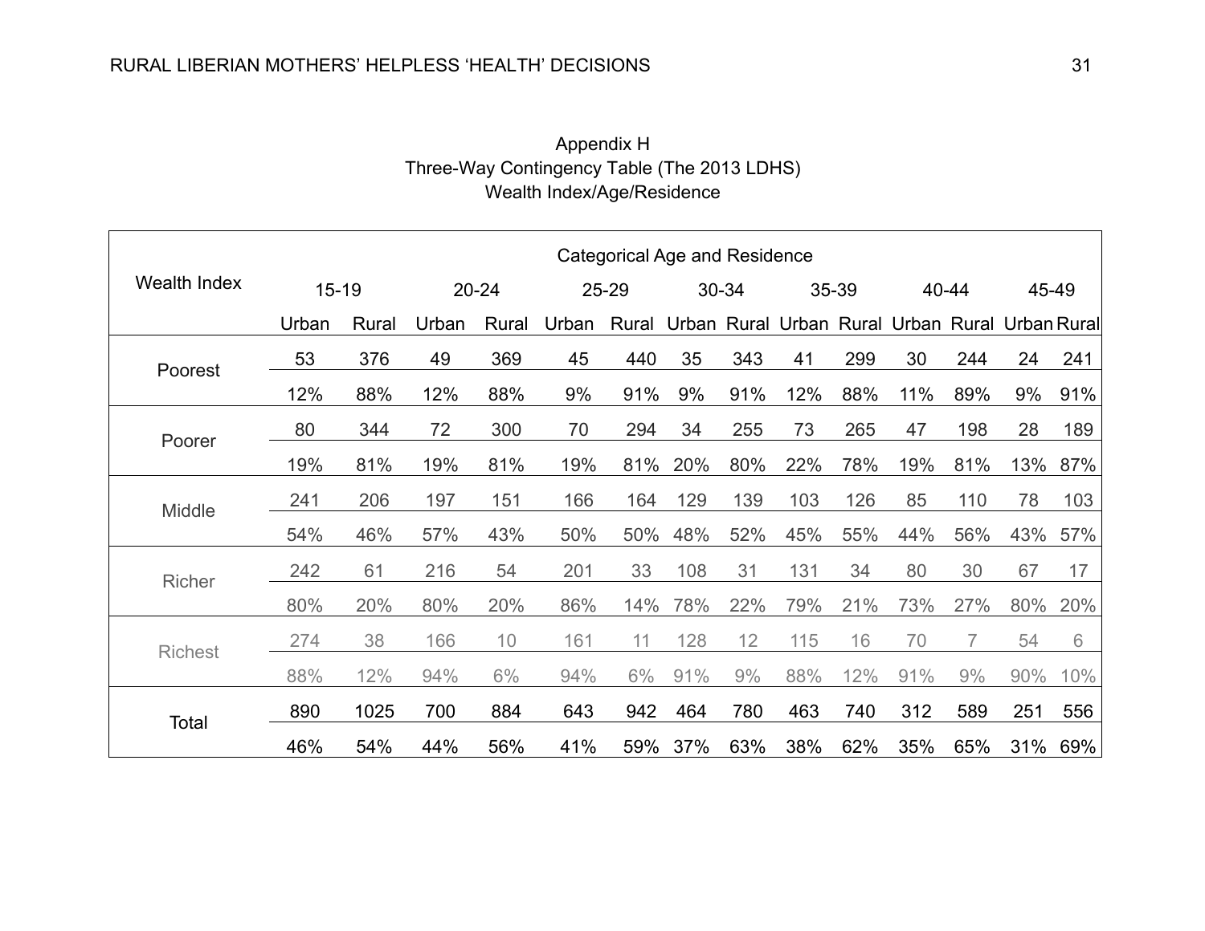Appendix H

Three-Way Contingency Table (The 2013 LDHS)

Wealth Index/Age/Residence

| Wealth Index | Categorical Age and Residence | | | | | | | | | | | | | |
|---|---|---|---|---|---|---|---|---|---|---|---|---|---|---|
| | 15-19 | | 20-24 | | 25-29 | | 30-34 | | 35-39 | | 40-44 | | 45-49 | |
| | Urban | Rural | Urban | Rural | Urban | Rural | Urban | Rural | Urban | Rural | Urban | Rural | Urban | Rural |
| Poorest | 53 | 376 | 49 | 369 | 45 | 440 | 35 | 343 | 41 | 299 | 30 | 244 | 24 | 241 |
| | 12% | 88% | 12% | 88% | 9% | 91% | 9% | 91% | 12% | 88% | 11% | 89% | 9% | 91% |
| Poorer | 80 | 344 | 72 | 300 | 70 | 294 | 34 | 255 | 73 | 265 | 47 | 198 | 28 | 189 |
| | 19% | 81% | 19% | 81% | 19% | 81% | 20% | 80% | 22% | 78% | 19% | 81% | 13% | 87% |
| Middle | 241 | 206 | 197 | 151 | 166 | 164 | 129 | 139 | 103 | 126 | 85 | 110 | 78 | 103 |
| | 54% | 46% | 57% | 43% | 50% | 50% | 48% | 52% | 45% | 55% | 44% | 56% | 43% | 57% |
| Richer | 242 | 61 | 216 | 54 | 201 | 33 | 108 | 31 | 131 | 34 | 80 | 30 | 67 | 17 |
| | 80% | 20% | 80% | 20% | 86% | 14% | 78% | 22% | 79% | 21% | 73% | 27% | 80% | 20% |
| Richest | 274 | 38 | 166 | 10 | 161 | 11 | 128 | 12 | 115 | 16 | 70 | 7 | 54 | 6 |
| | 88% | 12% | 94% | 6% | 94% | 6% | 91% | 9% | 88% | 12% | 91% | 9% | 90% | 10% |
| Total | 890 | 1025 | 700 | 884 | 643 | 942 | 464 | 780 | 463 | 740 | 312 | 589 | 251 | 556 |
| | 46% | 54% | 44% | 56% | 41% | 59% | 37% | 63% | 38% | 62% | 35% | 65% | 31% | 69% |